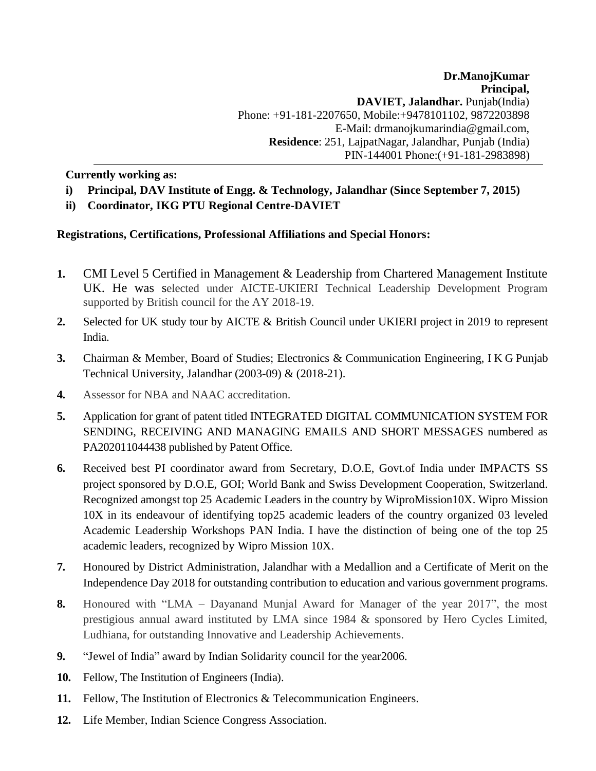**Dr.ManojKumar**
**Principal,**
**DAVIET, Jalandhar.** Punjab(India)
Phone: +91-181-2207650, Mobile:+9478101102, 9872203898
E-Mail: drmanojkumarindia@gmail.com,
**Residence**: 251, LajpatNagar, Jalandhar, Punjab (India)
PIN-144001 Phone:(+91-181-2983898)

---

**Currently working as:**

- **i) Principal, DAV Institute of Engg. & Technology, Jalandhar (Since September 7, 2015)**
- **ii) Coordinator, IKG PTU Regional Centre-DAVIET**

**Registrations, Certifications, Professional Affiliations and Special Honors:**

1. CMI Level 5 Certified in Management & Leadership from Chartered Management Institute UK. He was selected under AICTE-UKIERI Technical Leadership Development Program supported by British council for the AY 2018-19.
2. Selected for UK study tour by AICTE & British Council under UKIERI project in 2019 to represent India.
3. Chairman & Member, Board of Studies; Electronics & Communication Engineering, I K G Punjab Technical University, Jalandhar (2003-09) & (2018-21).
4. Assessor for NBA and NAAC accreditation.
5. Application for grant of patent titled INTEGRATED DIGITAL COMMUNICATION SYSTEM FOR SENDING, RECEIVING AND MANAGING EMAILS AND SHORT MESSAGES numbered as PA202011044438 published by Patent Office.
6. Received best PI coordinator award from Secretary, D.O.E, Govt.of India under IMPACTS SS project sponsored by D.O.E, GOI; World Bank and Swiss Development Cooperation, Switzerland. Recognized amongst top 25 Academic Leaders in the country by WiproMission10X. Wipro Mission 10X in its endeavour of identifying top25 academic leaders of the country organized 03 leveled Academic Leadership Workshops PAN India. I have the distinction of being one of the top 25 academic leaders, recognized by Wipro Mission 10X.
7. Honoured by District Administration, Jalandhar with a Medallion and a Certificate of Merit on the Independence Day 2018 for outstanding contribution to education and various government programs.
8. Honoured with "LMA – Dayanand Munjal Award for Manager of the year 2017", the most prestigious annual award instituted by LMA since 1984 & sponsored by Hero Cycles Limited, Ludhiana, for outstanding Innovative and Leadership Achievements.
9. "Jewel of India" award by Indian Solidarity council for the year2006.
10. Fellow, The Institution of Engineers (India).
11. Fellow, The Institution of Electronics & Telecommunication Engineers.
12. Life Member, Indian Science Congress Association.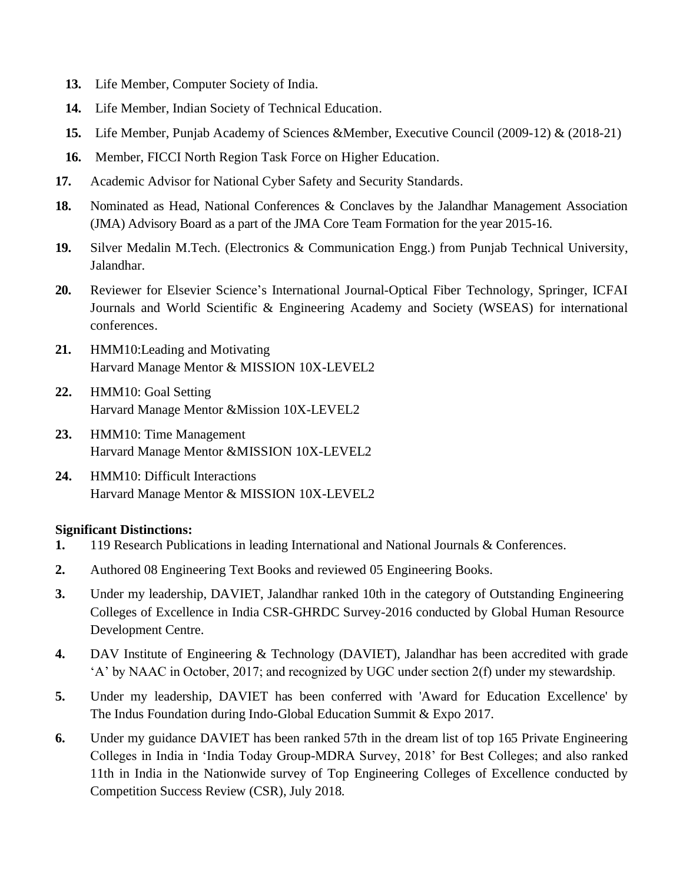13. Life Member, Computer Society of India.
14. Life Member, Indian Society of Technical Education.
15. Life Member, Punjab Academy of Sciences &Member, Executive Council (2009-12) & (2018-21)
16. Member, FICCI North Region Task Force on Higher Education.
17. Academic Advisor for National Cyber Safety and Security Standards.
18. Nominated as Head, National Conferences & Conclaves by the Jalandhar Management Association (JMA) Advisory Board as a part of the JMA Core Team Formation for the year 2015-16.
19. Silver Medalin M.Tech. (Electronics & Communication Engg.) from Punjab Technical University, Jalandhar.
20. Reviewer for Elsevier Science's International Journal-Optical Fiber Technology, Springer, ICFAI Journals and World Scientific & Engineering Academy and Society (WSEAS) for international conferences.
21. HMM10:Leading and Motivating
    Harvard Manage Mentor & MISSION 10X-LEVEL2
22. HMM10: Goal Setting
    Harvard Manage Mentor &Mission 10X-LEVEL2
23. HMM10: Time Management
    Harvard Manage Mentor &MISSION 10X-LEVEL2
24. HMM10: Difficult Interactions
    Harvard Manage Mentor & MISSION 10X-LEVEL2

**Significant Distinctions:**

1. 119 Research Publications in leading International and National Journals & Conferences.
2. Authored 08 Engineering Text Books and reviewed 05 Engineering Books.
3. Under my leadership, DAVIET, Jalandhar ranked 10th in the category of Outstanding Engineering Colleges of Excellence in India CSR-GHRDC Survey-2016 conducted by Global Human Resource Development Centre.
4. DAV Institute of Engineering & Technology (DAVIET), Jalandhar has been accredited with grade 'A' by NAAC in October, 2017; and recognized by UGC under section 2(f) under my stewardship.
5. Under my leadership, DAVIET has been conferred with 'Award for Education Excellence' by The Indus Foundation during Indo-Global Education Summit & Expo 2017.
6. Under my guidance DAVIET has been ranked 57th in the dream list of top 165 Private Engineering Colleges in India in 'India Today Group-MDRA Survey, 2018' for Best Colleges; and also ranked 11th in India in the Nationwide survey of Top Engineering Colleges of Excellence conducted by Competition Success Review (CSR), July 2018.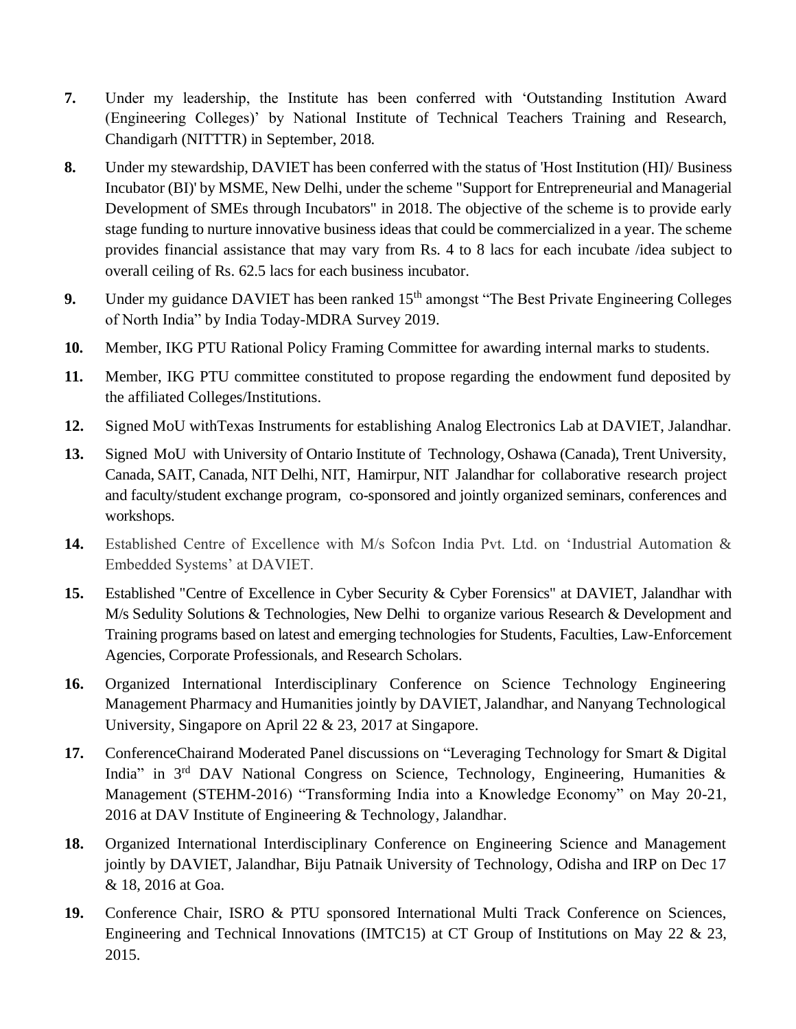**7.** Under my leadership, the Institute has been conferred with 'Outstanding Institution Award (Engineering Colleges)' by National Institute of Technical Teachers Training and Research, Chandigarh (NITTTR) in September, 2018.

**8.** Under my stewardship, DAVIET has been conferred with the status of 'Host Institution (HI)/ Business Incubator (BI)' by MSME, New Delhi, under the scheme "Support for Entrepreneurial and Managerial Development of SMEs through Incubators" in 2018. The objective of the scheme is to provide early stage funding to nurture innovative business ideas that could be commercialized in a year. The scheme provides financial assistance that may vary from Rs. 4 to 8 lacs for each incubate /idea subject to overall ceiling of Rs. 62.5 lacs for each business incubator.

**9.** Under my guidance DAVIET has been ranked 15th amongst "The Best Private Engineering Colleges of North India" by India Today-MDRA Survey 2019.

**10.** Member, IKG PTU Rational Policy Framing Committee for awarding internal marks to students.

**11.** Member, IKG PTU committee constituted to propose regarding the endowment fund deposited by the affiliated Colleges/Institutions.

**12.** Signed MoU withTexas Instruments for establishing Analog Electronics Lab at DAVIET, Jalandhar.

**13.** Signed MoU with University of Ontario Institute of Technology, Oshawa (Canada), Trent University, Canada, SAIT, Canada, NIT Delhi, NIT, Hamirpur, NIT Jalandhar for collaborative research project and faculty/student exchange program, co-sponsored and jointly organized seminars, conferences and workshops.

**14.** Established Centre of Excellence with M/s Sofcon India Pvt. Ltd. on 'Industrial Automation & Embedded Systems' at DAVIET.

**15.** Established "Centre of Excellence in Cyber Security & Cyber Forensics" at DAVIET, Jalandhar with M/s Sedulity Solutions & Technologies, New Delhi to organize various Research & Development and Training programs based on latest and emerging technologies for Students, Faculties, Law-Enforcement Agencies, Corporate Professionals, and Research Scholars.

**16.** Organized International Interdisciplinary Conference on Science Technology Engineering Management Pharmacy and Humanities jointly by DAVIET, Jalandhar, and Nanyang Technological University, Singapore on April 22 & 23, 2017 at Singapore.

**17.** ConferenceChairand Moderated Panel discussions on "Leveraging Technology for Smart & Digital India" in 3rd DAV National Congress on Science, Technology, Engineering, Humanities & Management (STEHM-2016) "Transforming India into a Knowledge Economy" on May 20-21, 2016 at DAV Institute of Engineering & Technology, Jalandhar.

**18.** Organized International Interdisciplinary Conference on Engineering Science and Management jointly by DAVIET, Jalandhar, Biju Patnaik University of Technology, Odisha and IRP on Dec 17 & 18, 2016 at Goa.

**19.** Conference Chair, ISRO & PTU sponsored International Multi Track Conference on Sciences, Engineering and Technical Innovations (IMTC15) at CT Group of Institutions on May 22 & 23, 2015.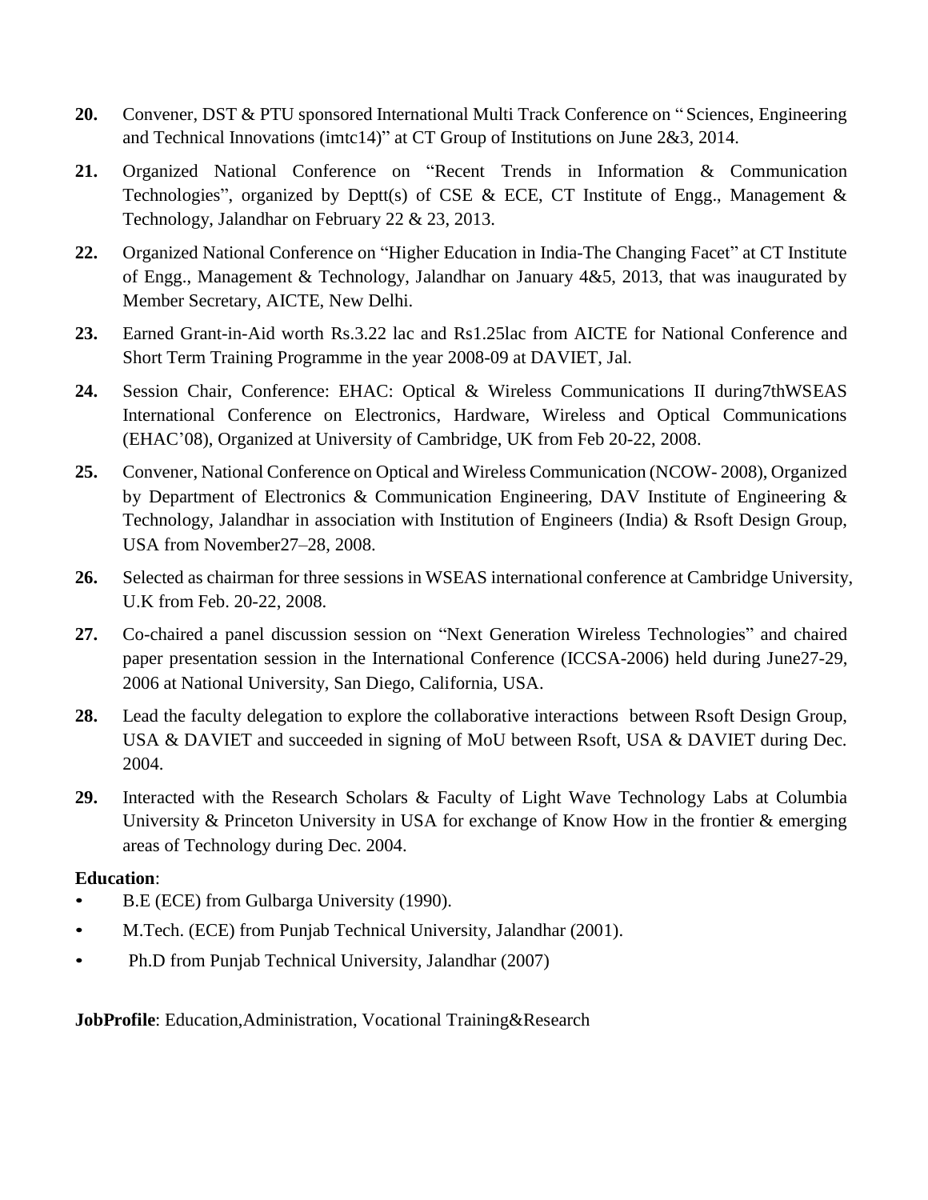**20.** Convener, DST & PTU sponsored International Multi Track Conference on " Sciences, Engineering and Technical Innovations (imtc14)" at CT Group of Institutions on June 2&3, 2014.

**21.** Organized National Conference on "Recent Trends in Information & Communication Technologies", organized by Deptt(s) of CSE & ECE, CT Institute of Engg., Management & Technology, Jalandhar on February 22 & 23, 2013.

**22.** Organized National Conference on "Higher Education in India-The Changing Facet" at CT Institute of Engg., Management & Technology, Jalandhar on January 4&5, 2013, that was inaugurated by Member Secretary, AICTE, New Delhi.

**23.** Earned Grant-in-Aid worth Rs.3.22 lac and Rs1.25lac from AICTE for National Conference and Short Term Training Programme in the year 2008-09 at DAVIET, Jal.

**24.** Session Chair, Conference: EHAC: Optical & Wireless Communications II during7thWSEAS International Conference on Electronics, Hardware, Wireless and Optical Communications (EHAC'08), Organized at University of Cambridge, UK from Feb 20-22, 2008.

**25.** Convener, National Conference on Optical and Wireless Communication (NCOW- 2008), Organized by Department of Electronics & Communication Engineering, DAV Institute of Engineering & Technology, Jalandhar in association with Institution of Engineers (India) & Rsoft Design Group, USA from November27–28, 2008.

**26.** Selected as chairman for three sessions in WSEAS international conference at Cambridge University, U.K from Feb. 20-22, 2008.

**27.** Co-chaired a panel discussion session on "Next Generation Wireless Technologies" and chaired paper presentation session in the International Conference (ICCSA-2006) held during June27-29, 2006 at National University, San Diego, California, USA.

**28.** Lead the faculty delegation to explore the collaborative interactions between Rsoft Design Group, USA & DAVIET and succeeded in signing of MoU between Rsoft, USA & DAVIET during Dec. 2004.

**29.** Interacted with the Research Scholars & Faculty of Light Wave Technology Labs at Columbia University & Princeton University in USA for exchange of Know How in the frontier & emerging areas of Technology during Dec. 2004.

**Education**:

- B.E (ECE) from Gulbarga University (1990).
- M.Tech. (ECE) from Punjab Technical University, Jalandhar (2001).
- Ph.D from Punjab Technical University, Jalandhar (2007)

**JobProfile**: Education,Administration, Vocational Training&Research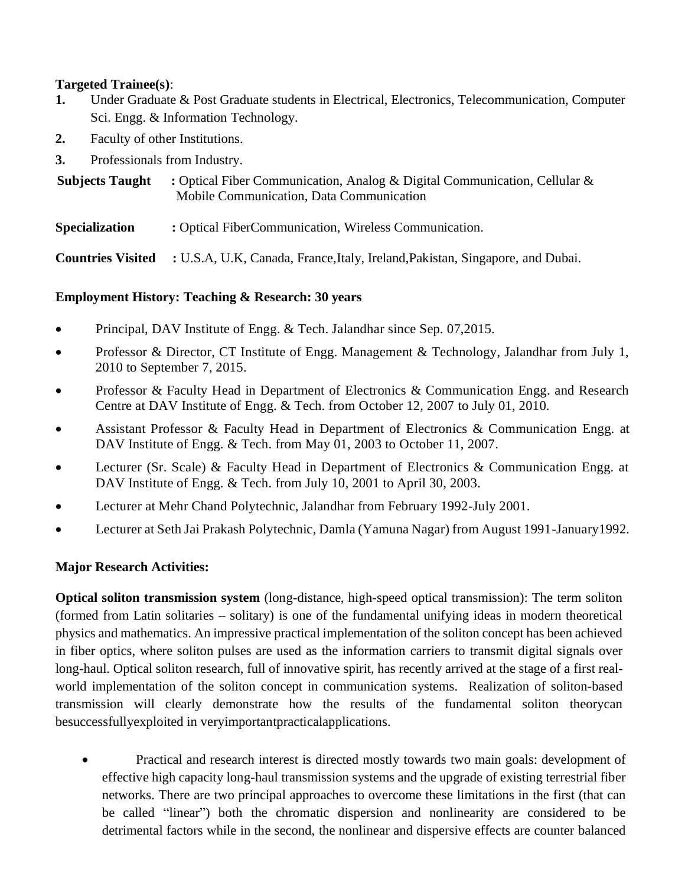**Targeted Trainee(s)**:

1. Under Graduate & Post Graduate students in Electrical, Electronics, Telecommunication, Computer Sci. Engg. & Information Technology.
2. Faculty of other Institutions.
3. Professionals from Industry.

**Subjects Taught** : Optical Fiber Communication, Analog & Digital Communication, Cellular & Mobile Communication, Data Communication

**Specialization** : Optical FiberCommunication, Wireless Communication.

**Countries Visited** : U.S.A, U.K, Canada, France,Italy, Ireland,Pakistan, Singapore, and Dubai.

**Employment History: Teaching & Research: 30 years**

- Principal, DAV Institute of Engg. & Tech. Jalandhar since Sep. 07,2015.
- Professor & Director, CT Institute of Engg. Management & Technology, Jalandhar from July 1, 2010 to September 7, 2015.
- Professor & Faculty Head in Department of Electronics & Communication Engg. and Research Centre at DAV Institute of Engg. & Tech. from October 12, 2007 to July 01, 2010.
- Assistant Professor & Faculty Head in Department of Electronics & Communication Engg. at DAV Institute of Engg. & Tech. from May 01, 2003 to October 11, 2007.
- Lecturer (Sr. Scale) & Faculty Head in Department of Electronics & Communication Engg. at DAV Institute of Engg. & Tech. from July 10, 2001 to April 30, 2003.
- Lecturer at Mehr Chand Polytechnic, Jalandhar from February 1992-July 2001.
- Lecturer at Seth Jai Prakash Polytechnic, Damla (Yamuna Nagar) from August 1991-January1992.

**Major Research Activities:**

**Optical soliton transmission system** (long-distance, high-speed optical transmission): The term soliton (formed from Latin solitaries – solitary) is one of the fundamental unifying ideas in modern theoretical physics and mathematics. An impressive practical implementation of the soliton concept has been achieved in fiber optics, where soliton pulses are used as the information carriers to transmit digital signals over long-haul. Optical soliton research, full of innovative spirit, has recently arrived at the stage of a first real-world implementation of the soliton concept in communication systems. Realization of soliton-based transmission will clearly demonstrate how the results of the fundamental soliton theorycan besuccessfullyexploited in veryimportantpracticalapplications.

- Practical and research interest is directed mostly towards two main goals: development of effective high capacity long-haul transmission systems and the upgrade of existing terrestrial fiber networks. There are two principal approaches to overcome these limitations in the first (that can be called "linear") both the chromatic dispersion and nonlinearity are considered to be detrimental factors while in the second, the nonlinear and dispersive effects are counter balanced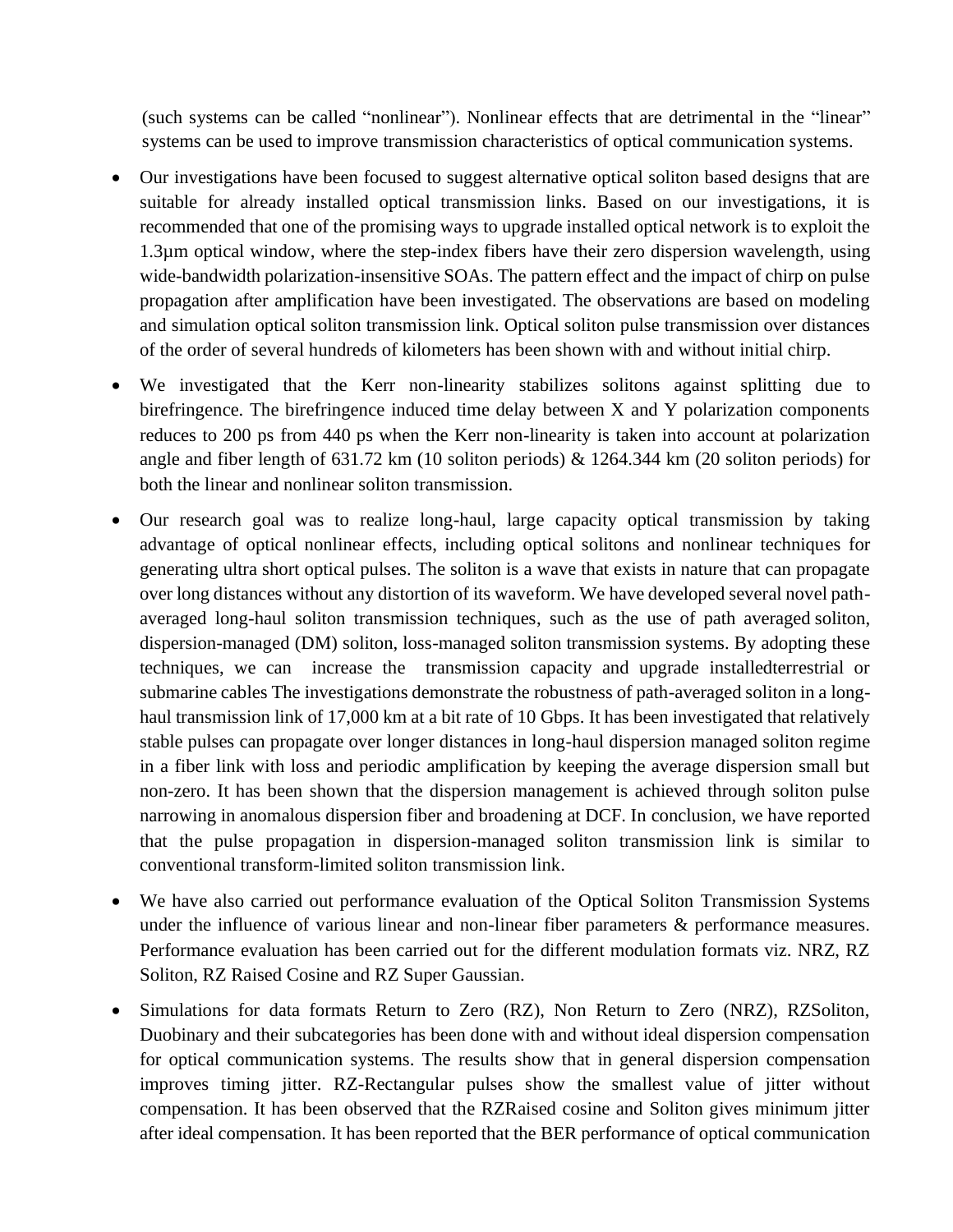(such systems can be called "nonlinear"). Nonlinear effects that are detrimental in the "linear" systems can be used to improve transmission characteristics of optical communication systems.

- Our investigations have been focused to suggest alternative optical soliton based designs that are suitable for already installed optical transmission links. Based on our investigations, it is recommended that one of the promising ways to upgrade installed optical network is to exploit the 1.3μm optical window, where the step-index fibers have their zero dispersion wavelength, using wide-bandwidth polarization-insensitive SOAs. The pattern effect and the impact of chirp on pulse propagation after amplification have been investigated. The observations are based on modeling and simulation optical soliton transmission link. Optical soliton pulse transmission over distances of the order of several hundreds of kilometers has been shown with and without initial chirp.

- We investigated that the Kerr non-linearity stabilizes solitons against splitting due to birefringence. The birefringence induced time delay between X and Y polarization components reduces to 200 ps from 440 ps when the Kerr non-linearity is taken into account at polarization angle and fiber length of 631.72 km (10 soliton periods) & 1264.344 km (20 soliton periods) for both the linear and nonlinear soliton transmission.

- Our research goal was to realize long-haul, large capacity optical transmission by taking advantage of optical nonlinear effects, including optical solitons and nonlinear techniques for generating ultra short optical pulses. The soliton is a wave that exists in nature that can propagate over long distances without any distortion of its waveform. We have developed several novel path-averaged long-haul soliton transmission techniques, such as the use of path averaged soliton, dispersion-managed (DM) soliton, loss-managed soliton transmission systems. By adopting these techniques, we can increase the transmission capacity and upgrade installedterrestrial or submarine cables The investigations demonstrate the robustness of path-averaged soliton in a long-haul transmission link of 17,000 km at a bit rate of 10 Gbps. It has been investigated that relatively stable pulses can propagate over longer distances in long-haul dispersion managed soliton regime in a fiber link with loss and periodic amplification by keeping the average dispersion small but non-zero. It has been shown that the dispersion management is achieved through soliton pulse narrowing in anomalous dispersion fiber and broadening at DCF. In conclusion, we have reported that the pulse propagation in dispersion-managed soliton transmission link is similar to conventional transform-limited soliton transmission link.

- We have also carried out performance evaluation of the Optical Soliton Transmission Systems under the influence of various linear and non-linear fiber parameters & performance measures. Performance evaluation has been carried out for the different modulation formats viz. NRZ, RZ Soliton, RZ Raised Cosine and RZ Super Gaussian.

- Simulations for data formats Return to Zero (RZ), Non Return to Zero (NRZ), RZSoliton, Duobinary and their subcategories has been done with and without ideal dispersion compensation for optical communication systems. The results show that in general dispersion compensation improves timing jitter. RZ-Rectangular pulses show the smallest value of jitter without compensation. It has been observed that the RZRaised cosine and Soliton gives minimum jitter after ideal compensation. It has been reported that the BER performance of optical communication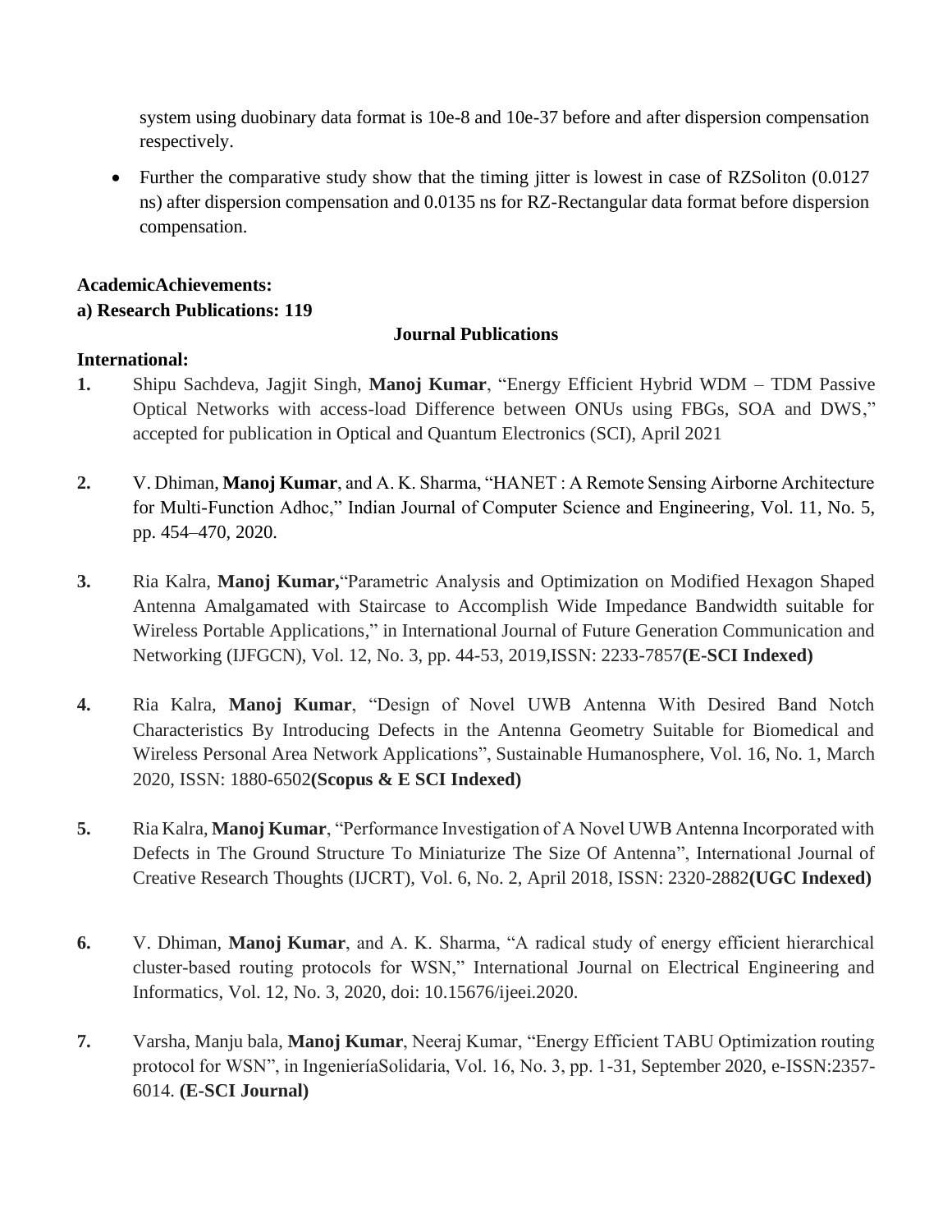system using duobinary data format is 10e-8 and 10e-37 before and after dispersion compensation respectively.

- Further the comparative study show that the timing jitter is lowest in case of RZSoliton (0.0127 ns) after dispersion compensation and 0.0135 ns for RZ-Rectangular data format before dispersion compensation.

**AcademicAchievements:**

**a) Research Publications: 119**

**Journal Publications**

**International:**

1. Shipu Sachdeva, Jagjit Singh, **Manoj Kumar**, "Energy Efficient Hybrid WDM – TDM Passive Optical Networks with access-load Difference between ONUs using FBGs, SOA and DWS," accepted for publication in Optical and Quantum Electronics (SCI), April 2021

2. V. Dhiman, **Manoj Kumar**, and A. K. Sharma, "HANET : A Remote Sensing Airborne Architecture for Multi-Function Adhoc," Indian Journal of Computer Science and Engineering, Vol. 11, No. 5, pp. 454–470, 2020.

3. Ria Kalra, **Manoj Kumar,**"Parametric Analysis and Optimization on Modified Hexagon Shaped Antenna Amalgamated with Staircase to Accomplish Wide Impedance Bandwidth suitable for Wireless Portable Applications," in International Journal of Future Generation Communication and Networking (IJFGCN), Vol. 12, No. 3, pp. 44-53, 2019,ISSN: 2233-7857**(E-SCI Indexed)**

4. Ria Kalra, **Manoj Kumar**, "Design of Novel UWB Antenna With Desired Band Notch Characteristics By Introducing Defects in the Antenna Geometry Suitable for Biomedical and Wireless Personal Area Network Applications", Sustainable Humanosphere, Vol. 16, No. 1, March 2020, ISSN: 1880-6502**(Scopus & E SCI Indexed)**

5. Ria Kalra, **Manoj Kumar**, "Performance Investigation of A Novel UWB Antenna Incorporated with Defects in The Ground Structure To Miniaturize The Size Of Antenna", International Journal of Creative Research Thoughts (IJCRT), Vol. 6, No. 2, April 2018, ISSN: 2320-2882**(UGC Indexed)**

6. V. Dhiman, **Manoj Kumar**, and A. K. Sharma, "A radical study of energy efficient hierarchical cluster-based routing protocols for WSN," International Journal on Electrical Engineering and Informatics, Vol. 12, No. 3, 2020, doi: 10.15676/ijeei.2020.

7. Varsha, Manju bala, **Manoj Kumar**, Neeraj Kumar, "Energy Efficient TABU Optimization routing protocol for WSN", in IngenieríaSolidaria, Vol. 16, No. 3, pp. 1-31, September 2020, e-ISSN:2357-6014. **(E-SCI Journal)**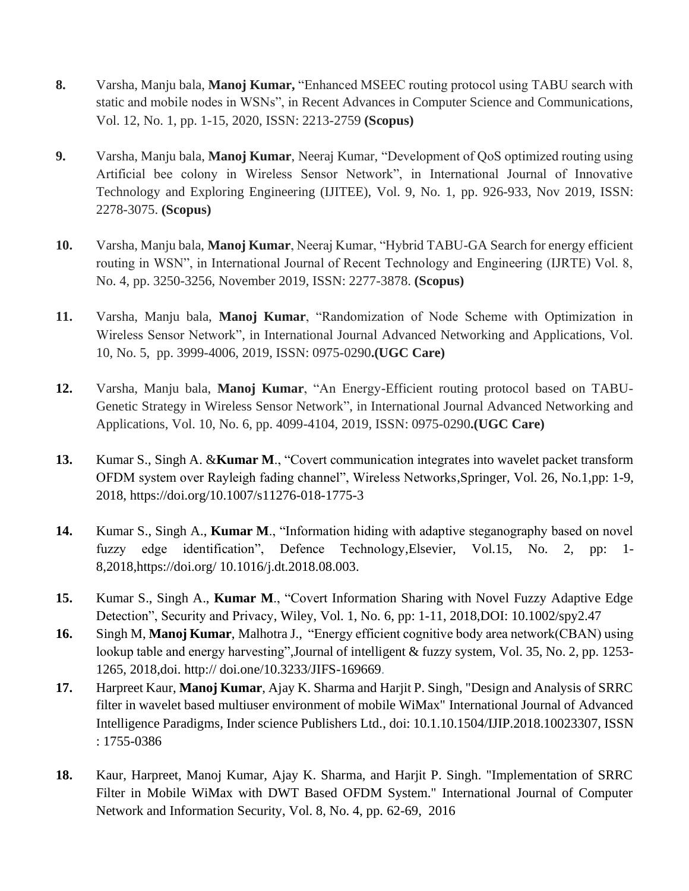**8.** Varsha, Manju bala, **Manoj Kumar,** "Enhanced MSEEC routing protocol using TABU search with static and mobile nodes in WSNs", in Recent Advances in Computer Science and Communications, Vol. 12, No. 1, pp. 1-15, 2020, ISSN: 2213-2759 **(Scopus)**

**9.** Varsha, Manju bala, **Manoj Kumar**, Neeraj Kumar, "Development of QoS optimized routing using Artificial bee colony in Wireless Sensor Network", in International Journal of Innovative Technology and Exploring Engineering (IJITEE), Vol. 9, No. 1, pp. 926-933, Nov 2019, ISSN: 2278-3075. **(Scopus)**

**10.** Varsha, Manju bala, **Manoj Kumar**, Neeraj Kumar, "Hybrid TABU-GA Search for energy efficient routing in WSN", in International Journal of Recent Technology and Engineering (IJRTE) Vol. 8, No. 4, pp. 3250-3256, November 2019, ISSN: 2277-3878. **(Scopus)**

**11.** Varsha, Manju bala, **Manoj Kumar**, "Randomization of Node Scheme with Optimization in Wireless Sensor Network", in International Journal Advanced Networking and Applications, Vol. 10, No. 5, pp. 3999-4006, 2019, ISSN: 0975-0290**.(UGC Care)**

**12.** Varsha, Manju bala, **Manoj Kumar**, "An Energy-Efficient routing protocol based on TABU-Genetic Strategy in Wireless Sensor Network", in International Journal Advanced Networking and Applications, Vol. 10, No. 6, pp. 4099-4104, 2019, ISSN: 0975-0290**.(UGC Care)**

**13.** Kumar S., Singh A. &**Kumar M**., "Covert communication integrates into wavelet packet transform OFDM system over Rayleigh fading channel", Wireless Networks,Springer, Vol. 26, No.1,pp: 1-9, 2018, https://doi.org/10.1007/s11276-018-1775-3

**14.** Kumar S., Singh A., **Kumar M**., "Information hiding with adaptive steganography based on novel fuzzy edge identification", Defence Technology,Elsevier, Vol.15, No. 2, pp: 1-8,2018,https://doi.org/ 10.1016/j.dt.2018.08.003.

**15.** Kumar S., Singh A., **Kumar M**., "Covert Information Sharing with Novel Fuzzy Adaptive Edge Detection", Security and Privacy, Wiley, Vol. 1, No. 6, pp: 1-11, 2018,DOI: 10.1002/spy2.47

**16.** Singh M, **Manoj Kumar**, Malhotra J., "Energy efficient cognitive body area network(CBAN) using lookup table and energy harvesting",Journal of intelligent & fuzzy system, Vol. 35, No. 2, pp. 1253-1265, 2018,doi. http:// doi.one/10.3233/JIFS-169669.

**17.** Harpreet Kaur, **Manoj Kumar**, Ajay K. Sharma and Harjit P. Singh, "Design and Analysis of SRRC filter in wavelet based multiuser environment of mobile WiMax" International Journal of Advanced Intelligence Paradigms, Inder science Publishers Ltd., doi: 10.1.10.1504/IJIP.2018.10023307, ISSN : 1755-0386

**18.** Kaur, Harpreet, Manoj Kumar, Ajay K. Sharma, and Harjit P. Singh. "Implementation of SRRC Filter in Mobile WiMax with DWT Based OFDM System." International Journal of Computer Network and Information Security, Vol. 8, No. 4, pp. 62-69, 2016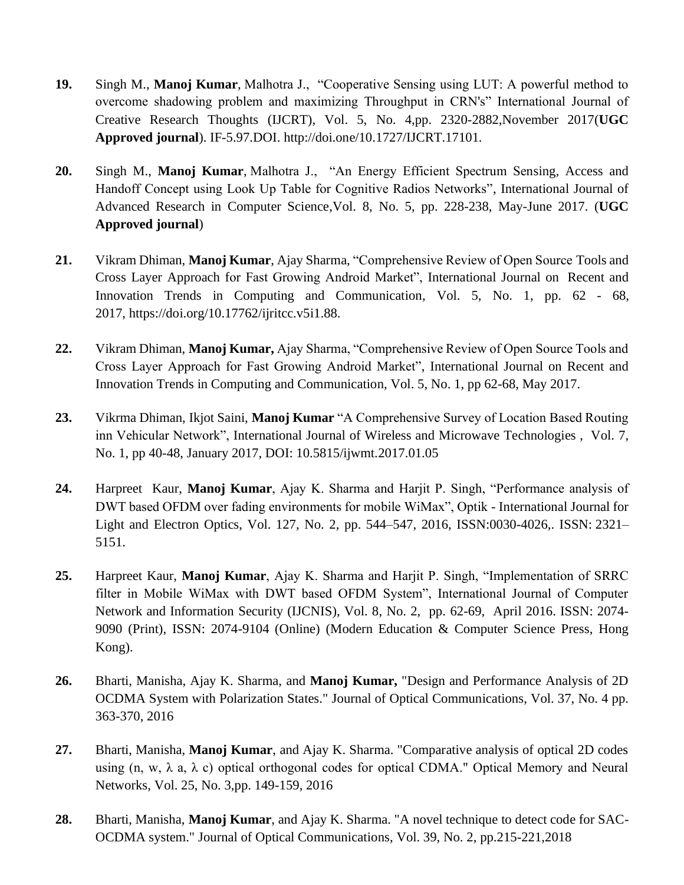**19.** Singh M., **Manoj Kumar**, Malhotra J., "Cooperative Sensing using LUT: A powerful method to overcome shadowing problem and maximizing Throughput in CRN's" International Journal of Creative Research Thoughts (IJCRT), Vol. 5, No. 4,pp. 2320-2882,November 2017(**UGC Approved journal**). IF-5.97.DOI. http://doi.one/10.1727/IJCRT.17101.

**20.** Singh M., **Manoj Kumar**, Malhotra J., "An Energy Efficient Spectrum Sensing, Access and Handoff Concept using Look Up Table for Cognitive Radios Networks", International Journal of Advanced Research in Computer Science,Vol. 8, No. 5, pp. 228-238, May-June 2017. (**UGC Approved journal**)

**21.** Vikram Dhiman, **Manoj Kumar**, Ajay Sharma, "Comprehensive Review of Open Source Tools and Cross Layer Approach for Fast Growing Android Market", International Journal on Recent and Innovation Trends in Computing and Communication, Vol. 5, No. 1, pp. 62 - 68, 2017, https://doi.org/10.17762/ijritcc.v5i1.88.

**22.** Vikram Dhiman, **Manoj Kumar,** Ajay Sharma, "Comprehensive Review of Open Source Tools and Cross Layer Approach for Fast Growing Android Market", International Journal on Recent and Innovation Trends in Computing and Communication, Vol. 5, No. 1, pp 62-68, May 2017.

**23.** Vikrma Dhiman, Ikjot Saini, **Manoj Kumar** "A Comprehensive Survey of Location Based Routing inn Vehicular Network", International Journal of Wireless and Microwave Technologies , Vol. 7, No. 1, pp 40-48, January 2017, DOI: 10.5815/ijwmt.2017.01.05

**24.** Harpreet Kaur, **Manoj Kumar**, Ajay K. Sharma and Harjit P. Singh, "Performance analysis of DWT based OFDM over fading environments for mobile WiMax", Optik - International Journal for Light and Electron Optics, Vol. 127, No. 2, pp. 544–547, 2016, ISSN:0030-4026,. ISSN: 2321–5151.

**25.** Harpreet Kaur, **Manoj Kumar**, Ajay K. Sharma and Harjit P. Singh, "Implementation of SRRC filter in Mobile WiMax with DWT based OFDM System", International Journal of Computer Network and Information Security (IJCNIS), Vol. 8, No. 2, pp. 62-69, April 2016. ISSN: 2074-9090 (Print), ISSN: 2074-9104 (Online) (Modern Education & Computer Science Press, Hong Kong).

**26.** Bharti, Manisha, Ajay K. Sharma, and **Manoj Kumar,** "Design and Performance Analysis of 2D OCDMA System with Polarization States." Journal of Optical Communications, Vol. 37, No. 4 pp. 363-370, 2016

**27.** Bharti, Manisha, **Manoj Kumar**, and Ajay K. Sharma. "Comparative analysis of optical 2D codes using (n, w, λ a, λ c) optical orthogonal codes for optical CDMA." Optical Memory and Neural Networks, Vol. 25, No. 3,pp. 149-159, 2016

**28.** Bharti, Manisha, **Manoj Kumar**, and Ajay K. Sharma. "A novel technique to detect code for SAC-OCDMA system." Journal of Optical Communications, Vol. 39, No. 2, pp.215-221,2018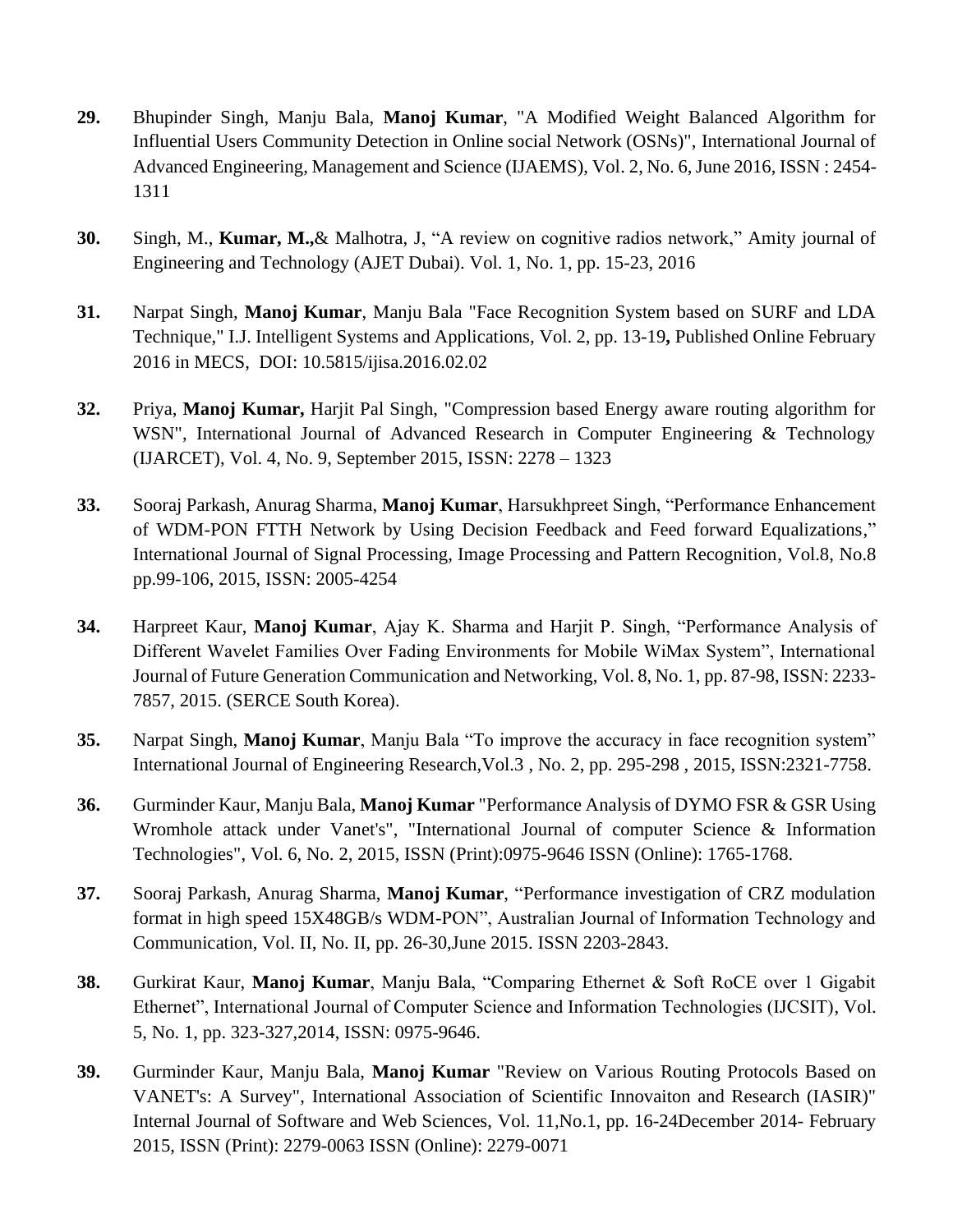**29.** Bhupinder Singh, Manju Bala, **Manoj Kumar**, "A Modified Weight Balanced Algorithm for Influential Users Community Detection in Online social Network (OSNs)", International Journal of Advanced Engineering, Management and Science (IJAEMS), Vol. 2, No. 6, June 2016, ISSN : 2454-1311

**30.** Singh, M., **Kumar, M.,**& Malhotra, J, "A review on cognitive radios network," Amity journal of Engineering and Technology (AJET Dubai). Vol. 1, No. 1, pp. 15-23, 2016

**31.** Narpat Singh, **Manoj Kumar**, Manju Bala "Face Recognition System based on SURF and LDA Technique," I.J. Intelligent Systems and Applications, Vol. 2, pp. 13-19**,** Published Online February 2016 in MECS, DOI: 10.5815/ijisa.2016.02.02

**32.** Priya, **Manoj Kumar,** Harjit Pal Singh, "Compression based Energy aware routing algorithm for WSN", International Journal of Advanced Research in Computer Engineering & Technology (IJARCET), Vol. 4, No. 9, September 2015, ISSN: 2278 – 1323

**33.** Sooraj Parkash, Anurag Sharma, **Manoj Kumar**, Harsukhpreet Singh, "Performance Enhancement of WDM-PON FTTH Network by Using Decision Feedback and Feed forward Equalizations," International Journal of Signal Processing, Image Processing and Pattern Recognition, Vol.8, No.8 pp.99-106, 2015, ISSN: 2005-4254

**34.** Harpreet Kaur, **Manoj Kumar**, Ajay K. Sharma and Harjit P. Singh, "Performance Analysis of Different Wavelet Families Over Fading Environments for Mobile WiMax System", International Journal of Future Generation Communication and Networking, Vol. 8, No. 1, pp. 87-98, ISSN: 2233-7857, 2015. (SERCE South Korea).

**35.** Narpat Singh, **Manoj Kumar**, Manju Bala "To improve the accuracy in face recognition system" International Journal of Engineering Research,Vol.3 , No. 2, pp. 295-298 , 2015, ISSN:2321-7758.

**36.** Gurminder Kaur, Manju Bala, **Manoj Kumar** "Performance Analysis of DYMO FSR & GSR Using Wromhole attack under Vanet's", "International Journal of computer Science & Information Technologies", Vol. 6, No. 2, 2015, ISSN (Print):0975-9646 ISSN (Online): 1765-1768.

**37.** Sooraj Parkash, Anurag Sharma, **Manoj Kumar**, "Performance investigation of CRZ modulation format in high speed 15X48GB/s WDM-PON", Australian Journal of Information Technology and Communication, Vol. II, No. II, pp. 26-30,June 2015. ISSN 2203-2843.

**38.** Gurkirat Kaur, **Manoj Kumar**, Manju Bala, "Comparing Ethernet & Soft RoCE over 1 Gigabit Ethernet", International Journal of Computer Science and Information Technologies (IJCSIT), Vol. 5, No. 1, pp. 323-327,2014, ISSN: 0975-9646.

**39.** Gurminder Kaur, Manju Bala, **Manoj Kumar** "Review on Various Routing Protocols Based on VANET's: A Survey", International Association of Scientific Innovaiton and Research (IASIR)" Internal Journal of Software and Web Sciences, Vol. 11,No.1, pp. 16-24December 2014- February 2015, ISSN (Print): 2279-0063 ISSN (Online): 2279-0071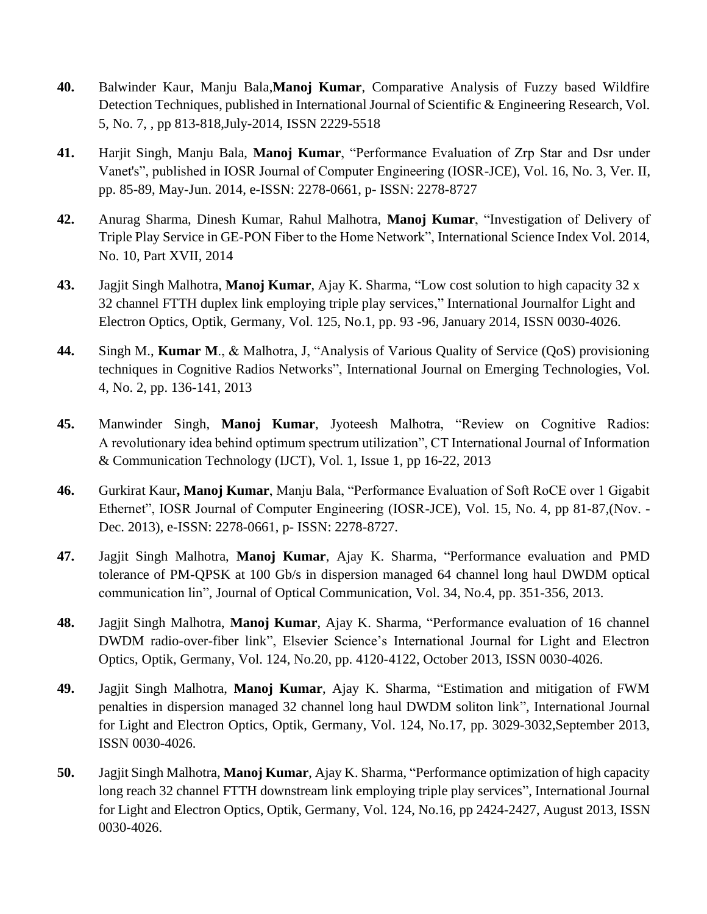**40.** Balwinder Kaur, Manju Bala,**Manoj Kumar**, Comparative Analysis of Fuzzy based Wildfire Detection Techniques, published in International Journal of Scientific & Engineering Research, Vol. 5, No. 7, , pp 813-818,July-2014, ISSN 2229-5518

**41.** Harjit Singh, Manju Bala, **Manoj Kumar**, "Performance Evaluation of Zrp Star and Dsr under Vanet's", published in IOSR Journal of Computer Engineering (IOSR-JCE), Vol. 16, No. 3, Ver. II, pp. 85-89, May-Jun. 2014, e-ISSN: 2278-0661, p- ISSN: 2278-8727

**42.** Anurag Sharma, Dinesh Kumar, Rahul Malhotra, **Manoj Kumar**, "Investigation of Delivery of Triple Play Service in GE-PON Fiber to the Home Network", International Science Index Vol. 2014, No. 10, Part XVII, 2014

**43.** Jagjit Singh Malhotra, **Manoj Kumar**, Ajay K. Sharma, "Low cost solution to high capacity 32 x 32 channel FTTH duplex link employing triple play services," International Journalfor Light and Electron Optics, Optik, Germany, Vol. 125, No.1, pp. 93 -96, January 2014, ISSN 0030-4026.

**44.** Singh M., **Kumar M**., & Malhotra, J, "Analysis of Various Quality of Service (QoS) provisioning techniques in Cognitive Radios Networks", International Journal on Emerging Technologies, Vol. 4, No. 2, pp. 136-141, 2013

**45.** Manwinder Singh, **Manoj Kumar**, Jyoteesh Malhotra, "Review on Cognitive Radios: A revolutionary idea behind optimum spectrum utilization", CT International Journal of Information & Communication Technology (IJCT), Vol. 1, Issue 1, pp 16-22, 2013

**46.** Gurkirat Kaur**, Manoj Kumar**, Manju Bala, "Performance Evaluation of Soft RoCE over 1 Gigabit Ethernet", IOSR Journal of Computer Engineering (IOSR-JCE), Vol. 15, No. 4, pp 81-87,(Nov. - Dec. 2013), e-ISSN: 2278-0661, p- ISSN: 2278-8727.

**47.** Jagjit Singh Malhotra, **Manoj Kumar**, Ajay K. Sharma, "Performance evaluation and PMD tolerance of PM-QPSK at 100 Gb/s in dispersion managed 64 channel long haul DWDM optical communication lin", Journal of Optical Communication, Vol. 34, No.4, pp. 351-356, 2013.

**48.** Jagjit Singh Malhotra, **Manoj Kumar**, Ajay K. Sharma, "Performance evaluation of 16 channel DWDM radio-over-fiber link", Elsevier Science's International Journal for Light and Electron Optics, Optik, Germany, Vol. 124, No.20, pp. 4120-4122, October 2013, ISSN 0030-4026.

**49.** Jagjit Singh Malhotra, **Manoj Kumar**, Ajay K. Sharma, "Estimation and mitigation of FWM penalties in dispersion managed 32 channel long haul DWDM soliton link", International Journal for Light and Electron Optics, Optik, Germany, Vol. 124, No.17, pp. 3029-3032,September 2013, ISSN 0030-4026.

**50.** Jagjit Singh Malhotra, **Manoj Kumar**, Ajay K. Sharma, "Performance optimization of high capacity long reach 32 channel FTTH downstream link employing triple play services", International Journal for Light and Electron Optics, Optik, Germany, Vol. 124, No.16, pp 2424-2427, August 2013, ISSN 0030-4026.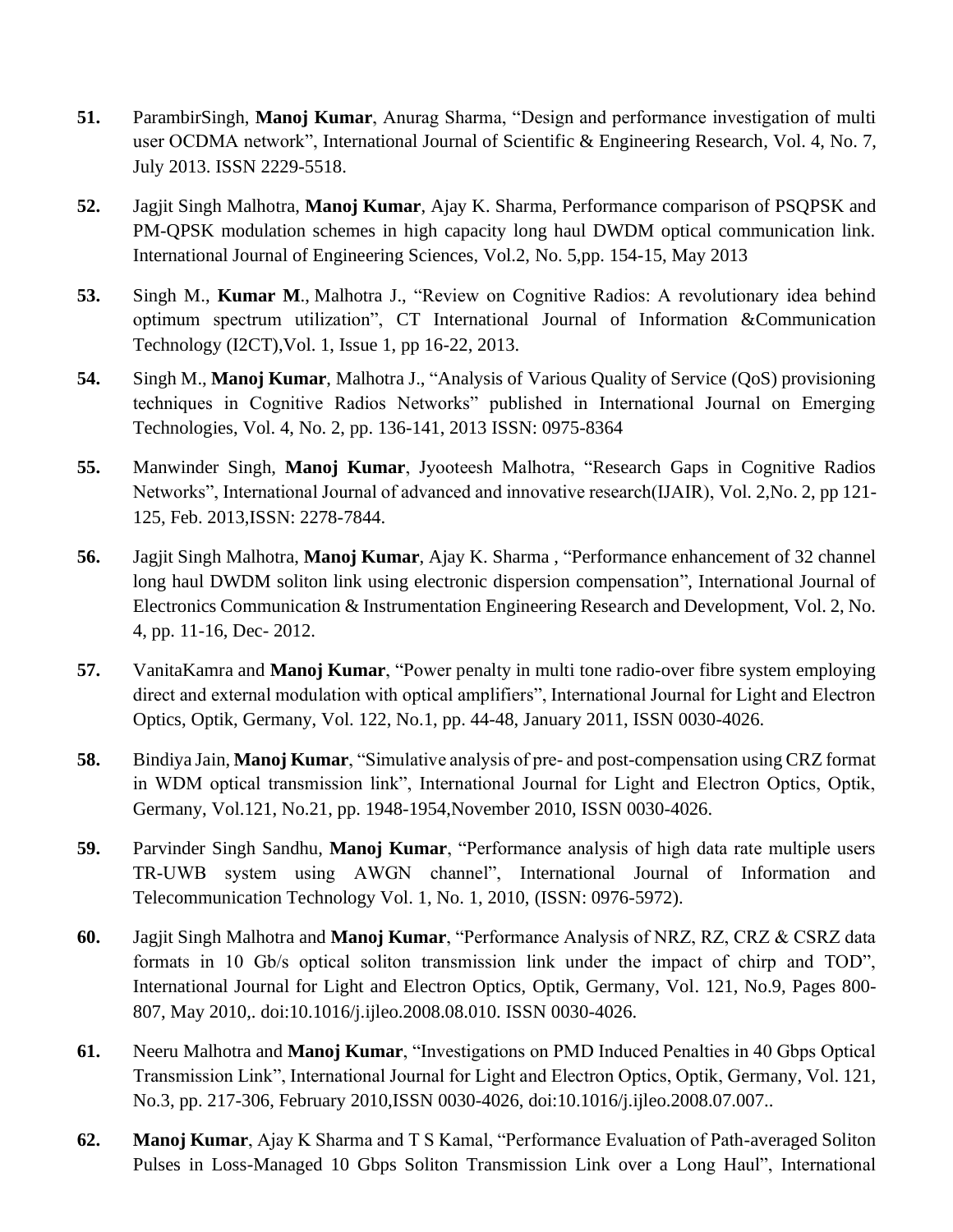51. ParambirSingh, **Manoj Kumar**, Anurag Sharma, "Design and performance investigation of multi user OCDMA network", International Journal of Scientific & Engineering Research, Vol. 4, No. 7, July 2013. ISSN 2229-5518.

52. Jagjit Singh Malhotra, **Manoj Kumar**, Ajay K. Sharma, Performance comparison of PSQPSK and PM-QPSK modulation schemes in high capacity long haul DWDM optical communication link. International Journal of Engineering Sciences, Vol.2, No. 5,pp. 154-15, May 2013

53. Singh M., **Kumar M**., Malhotra J., "Review on Cognitive Radios: A revolutionary idea behind optimum spectrum utilization", CT International Journal of Information &Communication Technology (I2CT),Vol. 1, Issue 1, pp 16-22, 2013.

54. Singh M., **Manoj Kumar**, Malhotra J., "Analysis of Various Quality of Service (QoS) provisioning techniques in Cognitive Radios Networks" published in International Journal on Emerging Technologies, Vol. 4, No. 2, pp. 136-141, 2013 ISSN: 0975-8364

55. Manwinder Singh, **Manoj Kumar**, Jyooteesh Malhotra, "Research Gaps in Cognitive Radios Networks", International Journal of advanced and innovative research(IJAIR), Vol. 2,No. 2, pp 121-125, Feb. 2013,ISSN: 2278-7844.

56. Jagjit Singh Malhotra, **Manoj Kumar**, Ajay K. Sharma , "Performance enhancement of 32 channel long haul DWDM soliton link using electronic dispersion compensation", International Journal of Electronics Communication & Instrumentation Engineering Research and Development, Vol. 2, No. 4, pp. 11-16, Dec- 2012.

57. VanitaKamra and **Manoj Kumar**, "Power penalty in multi tone radio-over fibre system employing direct and external modulation with optical amplifiers", International Journal for Light and Electron Optics, Optik, Germany, Vol. 122, No.1, pp. 44-48, January 2011, ISSN 0030-4026.

58. Bindiya Jain, **Manoj Kumar**, "Simulative analysis of pre- and post-compensation using CRZ format in WDM optical transmission link", International Journal for Light and Electron Optics, Optik, Germany, Vol.121, No.21, pp. 1948-1954,November 2010, ISSN 0030-4026.

59. Parvinder Singh Sandhu, **Manoj Kumar**, "Performance analysis of high data rate multiple users TR-UWB system using AWGN channel", International Journal of Information and Telecommunication Technology Vol. 1, No. 1, 2010, (ISSN: 0976-5972).

60. Jagjit Singh Malhotra and **Manoj Kumar**, "Performance Analysis of NRZ, RZ, CRZ & CSRZ data formats in 10 Gb/s optical soliton transmission link under the impact of chirp and TOD", International Journal for Light and Electron Optics, Optik, Germany, Vol. 121, No.9, Pages 800-807, May 2010,. doi:10.1016/j.ijleo.2008.08.010. ISSN 0030-4026.

61. Neeru Malhotra and **Manoj Kumar**, "Investigations on PMD Induced Penalties in 40 Gbps Optical Transmission Link", International Journal for Light and Electron Optics, Optik, Germany, Vol. 121, No.3, pp. 217-306, February 2010,ISSN 0030-4026, doi:10.1016/j.ijleo.2008.07.007..

62. **Manoj Kumar**, Ajay K Sharma and T S Kamal, "Performance Evaluation of Path-averaged Soliton Pulses in Loss-Managed 10 Gbps Soliton Transmission Link over a Long Haul", International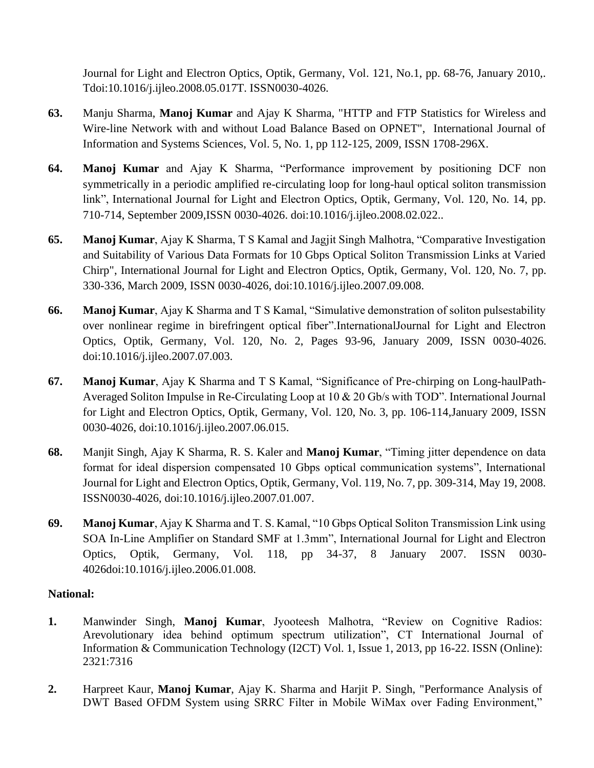Journal for Light and Electron Optics, Optik, Germany, Vol. 121, No.1, pp. 68-76, January 2010,. Tdoi:10.1016/j.ijleo.2008.05.017T. ISSN0030-4026.

63. Manju Sharma, **Manoj Kumar** and Ajay K Sharma, "HTTP and FTP Statistics for Wireless and Wire-line Network with and without Load Balance Based on OPNET", International Journal of Information and Systems Sciences, Vol. 5, No. 1, pp 112-125, 2009, ISSN 1708-296X.

64. **Manoj Kumar** and Ajay K Sharma, "Performance improvement by positioning DCF non symmetrically in a periodic amplified re-circulating loop for long-haul optical soliton transmission link", International Journal for Light and Electron Optics, Optik, Germany, Vol. 120, No. 14, pp. 710-714, September 2009,ISSN 0030-4026. doi:10.1016/j.ijleo.2008.02.022..

65. **Manoj Kumar**, Ajay K Sharma, T S Kamal and Jagjit Singh Malhotra, "Comparative Investigation and Suitability of Various Data Formats for 10 Gbps Optical Soliton Transmission Links at Varied Chirp", International Journal for Light and Electron Optics, Optik, Germany, Vol. 120, No. 7, pp. 330-336, March 2009, ISSN 0030-4026, doi:10.1016/j.ijleo.2007.09.008.

66. **Manoj Kumar**, Ajay K Sharma and T S Kamal, "Simulative demonstration of soliton pulsestability over nonlinear regime in birefringent optical fiber".InternationalJournal for Light and Electron Optics, Optik, Germany, Vol. 120, No. 2, Pages 93-96, January 2009, ISSN 0030-4026. doi:10.1016/j.ijleo.2007.07.003.

67. **Manoj Kumar**, Ajay K Sharma and T S Kamal, "Significance of Pre-chirping on Long-haulPath-Averaged Soliton Impulse in Re-Circulating Loop at 10 & 20 Gb/s with TOD". International Journal for Light and Electron Optics, Optik, Germany, Vol. 120, No. 3, pp. 106-114,January 2009, ISSN 0030-4026, doi:10.1016/j.ijleo.2007.06.015.

68. Manjit Singh, Ajay K Sharma, R. S. Kaler and **Manoj Kumar**, "Timing jitter dependence on data format for ideal dispersion compensated 10 Gbps optical communication systems", International Journal for Light and Electron Optics, Optik, Germany, Vol. 119, No. 7, pp. 309-314, May 19, 2008. ISSN0030-4026, doi:10.1016/j.ijleo.2007.01.007.

69. **Manoj Kumar**, Ajay K Sharma and T. S. Kamal, "10 Gbps Optical Soliton Transmission Link using SOA In-Line Amplifier on Standard SMF at 1.3mm", International Journal for Light and Electron Optics, Optik, Germany, Vol. 118, pp 34-37, 8 January 2007. ISSN 0030-4026doi:10.1016/j.ijleo.2006.01.008.

**National:**

1. Manwinder Singh, **Manoj Kumar**, Jyooteesh Malhotra, "Review on Cognitive Radios: Arevolutionary idea behind optimum spectrum utilization", CT International Journal of Information & Communication Technology (I2CT) Vol. 1, Issue 1, 2013, pp 16-22. ISSN (Online): 2321:7316

2. Harpreet Kaur, **Manoj Kumar**, Ajay K. Sharma and Harjit P. Singh, "Performance Analysis of DWT Based OFDM System using SRRC Filter in Mobile WiMax over Fading Environment,"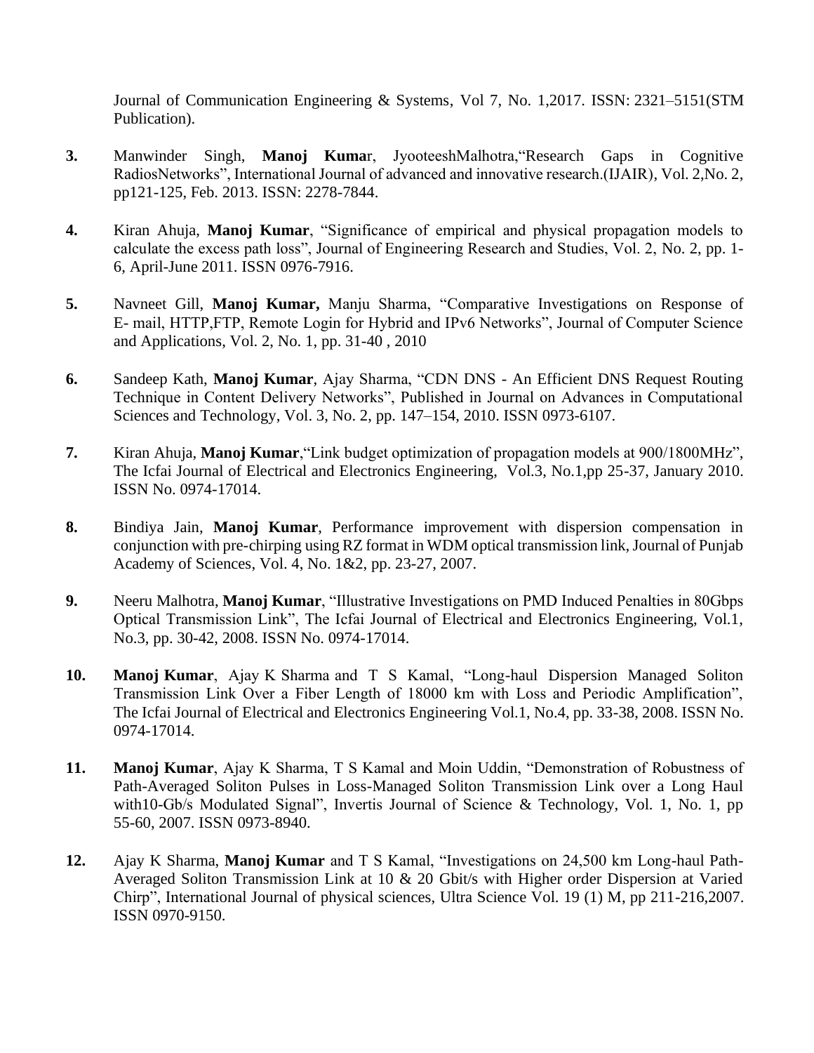Journal of Communication Engineering & Systems, Vol 7, No. 1,2017. ISSN: 2321–5151(STM Publication).

**3.** Manwinder Singh, **Manoj Kuma**r, JyooteeshMalhotra,"Research Gaps in Cognitive RadiosNetworks", International Journal of advanced and innovative research.(IJAIR), Vol. 2,No. 2, pp121-125, Feb. 2013. ISSN: 2278-7844.

**4.** Kiran Ahuja, **Manoj Kumar**, "Significance of empirical and physical propagation models to calculate the excess path loss", Journal of Engineering Research and Studies, Vol. 2, No. 2, pp. 1-6, April-June 2011. ISSN 0976-7916.

**5.** Navneet Gill, **Manoj Kumar,** Manju Sharma, "Comparative Investigations on Response of E- mail, HTTP,FTP, Remote Login for Hybrid and IPv6 Networks", Journal of Computer Science and Applications, Vol. 2, No. 1, pp. 31-40 , 2010

**6.** Sandeep Kath, **Manoj Kumar**, Ajay Sharma, "CDN DNS - An Efficient DNS Request Routing Technique in Content Delivery Networks", Published in Journal on Advances in Computational Sciences and Technology, Vol. 3, No. 2, pp. 147–154, 2010. ISSN 0973-6107.

**7.** Kiran Ahuja, **Manoj Kumar**,"Link budget optimization of propagation models at 900/1800MHz", The Icfai Journal of Electrical and Electronics Engineering, Vol.3, No.1,pp 25-37, January 2010. ISSN No. 0974-17014.

**8.** Bindiya Jain, **Manoj Kumar**, Performance improvement with dispersion compensation in conjunction with pre-chirping using RZ format in WDM optical transmission link, Journal of Punjab Academy of Sciences, Vol. 4, No. 1&2, pp. 23-27, 2007.

**9.** Neeru Malhotra, **Manoj Kumar**, "Illustrative Investigations on PMD Induced Penalties in 80Gbps Optical Transmission Link", The Icfai Journal of Electrical and Electronics Engineering, Vol.1, No.3, pp. 30-42, 2008. ISSN No. 0974-17014.

**10.** **Manoj Kumar**, Ajay K Sharma and T S Kamal, "Long-haul Dispersion Managed Soliton Transmission Link Over a Fiber Length of 18000 km with Loss and Periodic Amplification", The Icfai Journal of Electrical and Electronics Engineering Vol.1, No.4, pp. 33-38, 2008. ISSN No. 0974-17014.

**11.** **Manoj Kumar**, Ajay K Sharma, T S Kamal and Moin Uddin, "Demonstration of Robustness of Path-Averaged Soliton Pulses in Loss-Managed Soliton Transmission Link over a Long Haul with10-Gb/s Modulated Signal", Invertis Journal of Science & Technology, Vol. 1, No. 1, pp 55-60, 2007. ISSN 0973-8940.

**12.** Ajay K Sharma, **Manoj Kumar** and T S Kamal, "Investigations on 24,500 km Long-haul Path-Averaged Soliton Transmission Link at 10 & 20 Gbit/s with Higher order Dispersion at Varied Chirp", International Journal of physical sciences, Ultra Science Vol. 19 (1) M, pp 211-216,2007. ISSN 0970-9150.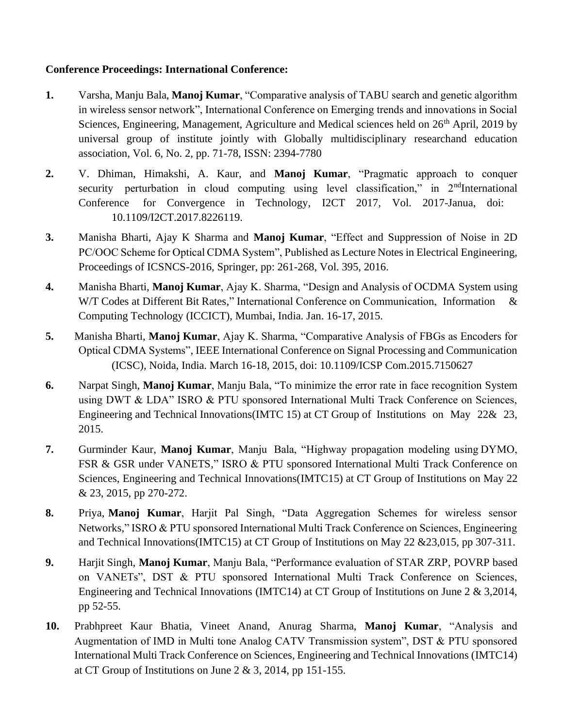**Conference Proceedings: International Conference:**

1. Varsha, Manju Bala, **Manoj Kumar**, "Comparative analysis of TABU search and genetic algorithm in wireless sensor network", International Conference on Emerging trends and innovations in Social Sciences, Engineering, Management, Agriculture and Medical sciences held on 26th April, 2019 by universal group of institute jointly with Globally multidisciplinary researchand education association, Vol. 6, No. 2, pp. 71-78, ISSN: 2394-7780

2. V. Dhiman, Himakshi, A. Kaur, and **Manoj Kumar**, "Pragmatic approach to conquer security perturbation in cloud computing using level classification," in 2ndInternational Conference for Convergence in Technology, I2CT 2017, Vol. 2017-Janua, doi: 10.1109/I2CT.2017.8226119.

3. Manisha Bharti, Ajay K Sharma and **Manoj Kumar**, "Effect and Suppression of Noise in 2D PC/OOC Scheme for Optical CDMA System", Published as Lecture Notes in Electrical Engineering, Proceedings of ICSNCS-2016, Springer, pp: 261-268, Vol. 395, 2016.

4. Manisha Bharti, **Manoj Kumar**, Ajay K. Sharma, "Design and Analysis of OCDMA System using W/T Codes at Different Bit Rates," International Conference on Communication, Information & Computing Technology (ICCICT), Mumbai, India. Jan. 16-17, 2015.

5. Manisha Bharti, **Manoj Kumar**, Ajay K. Sharma, "Comparative Analysis of FBGs as Encoders for Optical CDMA Systems", IEEE International Conference on Signal Processing and Communication (ICSC), Noida, India. March 16-18, 2015, doi: 10.1109/ICSP Com.2015.7150627

6. Narpat Singh, **Manoj Kumar**, Manju Bala, "To minimize the error rate in face recognition System using DWT & LDA" ISRO & PTU sponsored International Multi Track Conference on Sciences, Engineering and Technical Innovations(IMTC 15) at CT Group of Institutions on May 22& 23, 2015.

7. Gurminder Kaur, **Manoj Kumar**, Manju Bala, "Highway propagation modeling using DYMO, FSR & GSR under VANETS," ISRO & PTU sponsored International Multi Track Conference on Sciences, Engineering and Technical Innovations(IMTC15) at CT Group of Institutions on May 22 & 23, 2015, pp 270-272.

8. Priya, **Manoj Kumar**, Harjit Pal Singh, "Data Aggregation Schemes for wireless sensor Networks," ISRO & PTU sponsored International Multi Track Conference on Sciences, Engineering and Technical Innovations(IMTC15) at CT Group of Institutions on May 22 &23,015, pp 307-311.

9. Harjit Singh, **Manoj Kumar**, Manju Bala, "Performance evaluation of STAR ZRP, POVRP based on VANETs", DST & PTU sponsored International Multi Track Conference on Sciences, Engineering and Technical Innovations (IMTC14) at CT Group of Institutions on June 2 & 3,2014, pp 52-55.

10. Prabhpreet Kaur Bhatia, Vineet Anand, Anurag Sharma, **Manoj Kumar**, "Analysis and Augmentation of IMD in Multi tone Analog CATV Transmission system", DST & PTU sponsored International Multi Track Conference on Sciences, Engineering and Technical Innovations (IMTC14) at CT Group of Institutions on June 2 & 3, 2014, pp 151-155.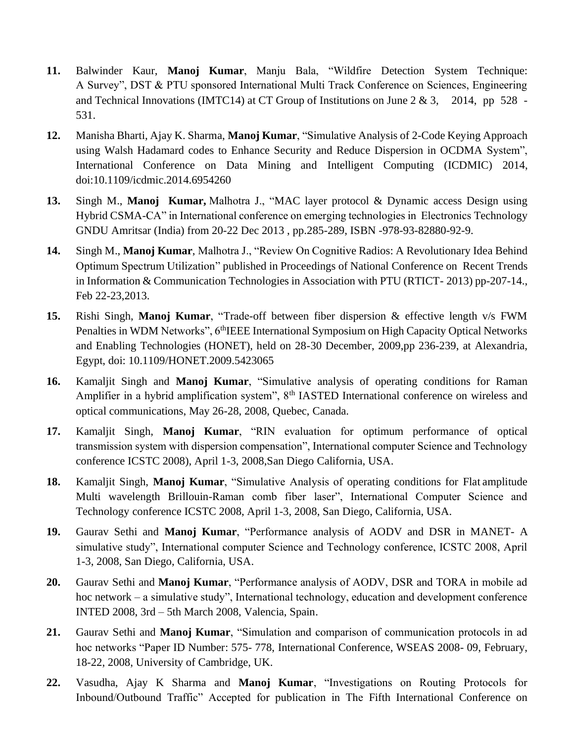11. Balwinder Kaur, **Manoj Kumar**, Manju Bala, "Wildfire Detection System Technique: A Survey", DST & PTU sponsored International Multi Track Conference on Sciences, Engineering and Technical Innovations (IMTC14) at CT Group of Institutions on June 2 & 3, 2014, pp 528 - 531.

12. Manisha Bharti, Ajay K. Sharma, **Manoj Kumar**, "Simulative Analysis of 2-Code Keying Approach using Walsh Hadamard codes to Enhance Security and Reduce Dispersion in OCDMA System", International Conference on Data Mining and Intelligent Computing (ICDMIC) 2014, doi:10.1109/icdmic.2014.6954260

13. Singh M., **Manoj Kumar,** Malhotra J., "MAC layer protocol & Dynamic access Design using Hybrid CSMA-CA" in International conference on emerging technologies in Electronics Technology GNDU Amritsar (India) from 20-22 Dec 2013 , pp.285-289, ISBN -978-93-82880-92-9.

14. Singh M., **Manoj Kumar**, Malhotra J., "Review On Cognitive Radios: A Revolutionary Idea Behind Optimum Spectrum Utilization" published in Proceedings of National Conference on Recent Trends in Information & Communication Technologies in Association with PTU (RTICT- 2013) pp-207-14., Feb 22-23,2013.

15. Rishi Singh, **Manoj Kumar**, "Trade-off between fiber dispersion & effective length v/s FWM Penalties in WDM Networks", 6th IEEE International Symposium on High Capacity Optical Networks and Enabling Technologies (HONET), held on 28-30 December, 2009,pp 236-239, at Alexandria, Egypt, doi: 10.1109/HONET.2009.5423065

16. Kamaljit Singh and **Manoj Kumar**, "Simulative analysis of operating conditions for Raman Amplifier in a hybrid amplification system", 8th IASTED International conference on wireless and optical communications, May 26-28, 2008, Quebec, Canada.

17. Kamaljit Singh, **Manoj Kumar**, "RIN evaluation for optimum performance of optical transmission system with dispersion compensation", International computer Science and Technology conference ICSTC 2008), April 1-3, 2008,San Diego California, USA.

18. Kamaljit Singh, **Manoj Kumar**, "Simulative Analysis of operating conditions for Flat amplitude Multi wavelength Brillouin-Raman comb fiber laser", International Computer Science and Technology conference ICSTC 2008, April 1-3, 2008, San Diego, California, USA.

19. Gaurav Sethi and **Manoj Kumar**, "Performance analysis of AODV and DSR in MANET- A simulative study", International computer Science and Technology conference, ICSTC 2008, April 1-3, 2008, San Diego, California, USA.

20. Gaurav Sethi and **Manoj Kumar**, "Performance analysis of AODV, DSR and TORA in mobile ad hoc network – a simulative study", International technology, education and development conference INTED 2008, 3rd – 5th March 2008, Valencia, Spain.

21. Gaurav Sethi and **Manoj Kumar**, "Simulation and comparison of communication protocols in ad hoc networks "Paper ID Number: 575- 778, International Conference, WSEAS 2008- 09, February, 18-22, 2008, University of Cambridge, UK.

22. Vasudha, Ajay K Sharma and **Manoj Kumar**, "Investigations on Routing Protocols for Inbound/Outbound Traffic" Accepted for publication in The Fifth International Conference on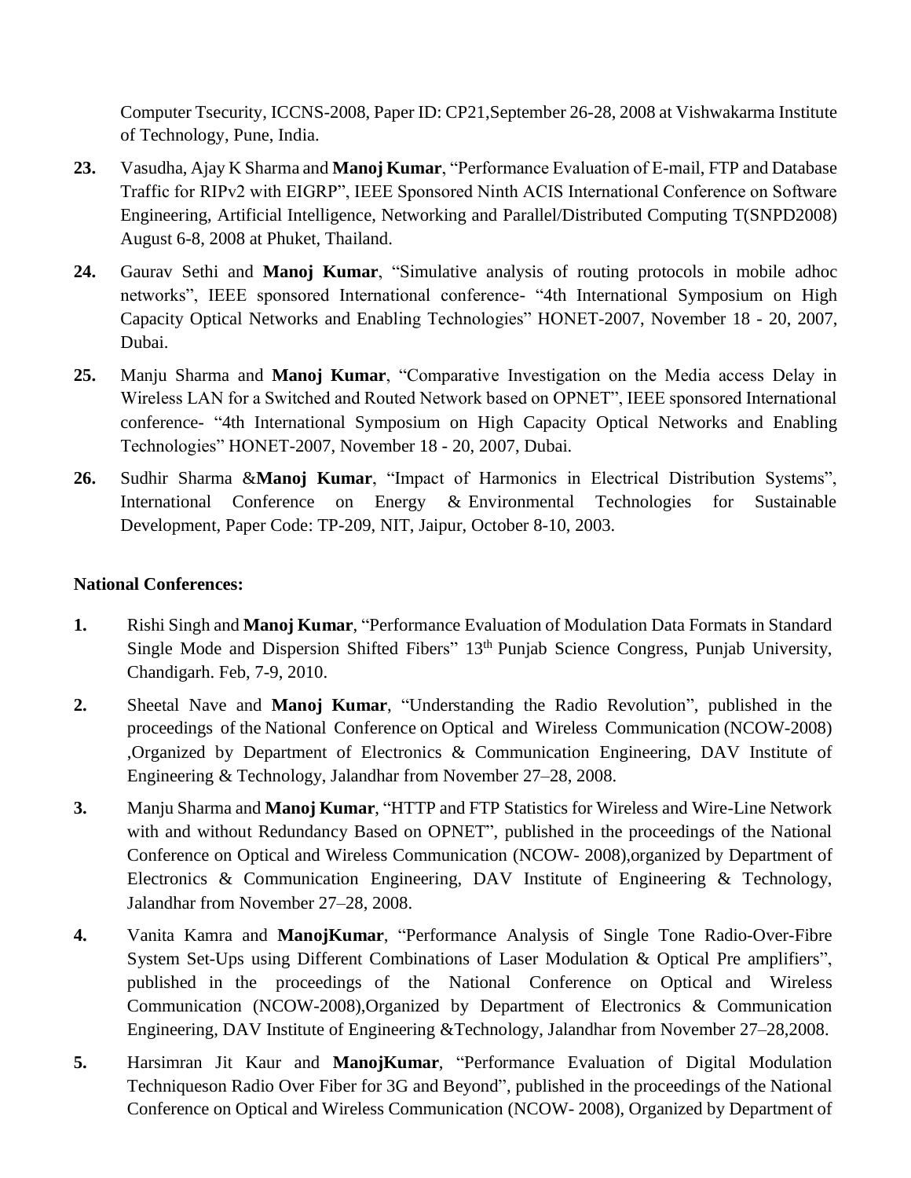Computer Tsecurity, ICCNS-2008, Paper ID: CP21,September 26-28, 2008 at Vishwakarma Institute of Technology, Pune, India.

**23.** Vasudha, Ajay K Sharma and **Manoj Kumar**, "Performance Evaluation of E-mail, FTP and Database Traffic for RIPv2 with EIGRP", IEEE Sponsored Ninth ACIS International Conference on Software Engineering, Artificial Intelligence, Networking and Parallel/Distributed Computing T(SNPD2008) August 6-8, 2008 at Phuket, Thailand.

**24.** Gaurav Sethi and **Manoj Kumar**, "Simulative analysis of routing protocols in mobile adhoc networks", IEEE sponsored International conference- "4th International Symposium on High Capacity Optical Networks and Enabling Technologies" HONET-2007, November 18 - 20, 2007, Dubai.

**25.** Manju Sharma and **Manoj Kumar**, "Comparative Investigation on the Media access Delay in Wireless LAN for a Switched and Routed Network based on OPNET", IEEE sponsored International conference- "4th International Symposium on High Capacity Optical Networks and Enabling Technologies" HONET-2007, November 18 - 20, 2007, Dubai.

**26.** Sudhir Sharma &**Manoj Kumar**, "Impact of Harmonics in Electrical Distribution Systems", International Conference on Energy & Environmental Technologies for Sustainable Development, Paper Code: TP-209, NIT, Jaipur, October 8-10, 2003.

**National Conferences:**

**1.** Rishi Singh and **Manoj Kumar**, "Performance Evaluation of Modulation Data Formats in Standard Single Mode and Dispersion Shifted Fibers" 13th Punjab Science Congress, Punjab University, Chandigarh. Feb, 7-9, 2010.

**2.** Sheetal Nave and **Manoj Kumar**, "Understanding the Radio Revolution", published in the proceedings of the National Conference on Optical and Wireless Communication (NCOW-2008) ,Organized by Department of Electronics & Communication Engineering, DAV Institute of Engineering & Technology, Jalandhar from November 27–28, 2008.

**3.** Manju Sharma and **Manoj Kumar**, "HTTP and FTP Statistics for Wireless and Wire-Line Network with and without Redundancy Based on OPNET", published in the proceedings of the National Conference on Optical and Wireless Communication (NCOW- 2008),organized by Department of Electronics & Communication Engineering, DAV Institute of Engineering & Technology, Jalandhar from November 27–28, 2008.

**4.** Vanita Kamra and **ManojKumar**, "Performance Analysis of Single Tone Radio-Over-Fibre System Set-Ups using Different Combinations of Laser Modulation & Optical Pre amplifiers", published in the proceedings of the National Conference on Optical and Wireless Communication (NCOW-2008),Organized by Department of Electronics & Communication Engineering, DAV Institute of Engineering &Technology, Jalandhar from November 27–28,2008.

**5.** Harsimran Jit Kaur and **ManojKumar**, "Performance Evaluation of Digital Modulation Techniqueson Radio Over Fiber for 3G and Beyond", published in the proceedings of the National Conference on Optical and Wireless Communication (NCOW- 2008), Organized by Department of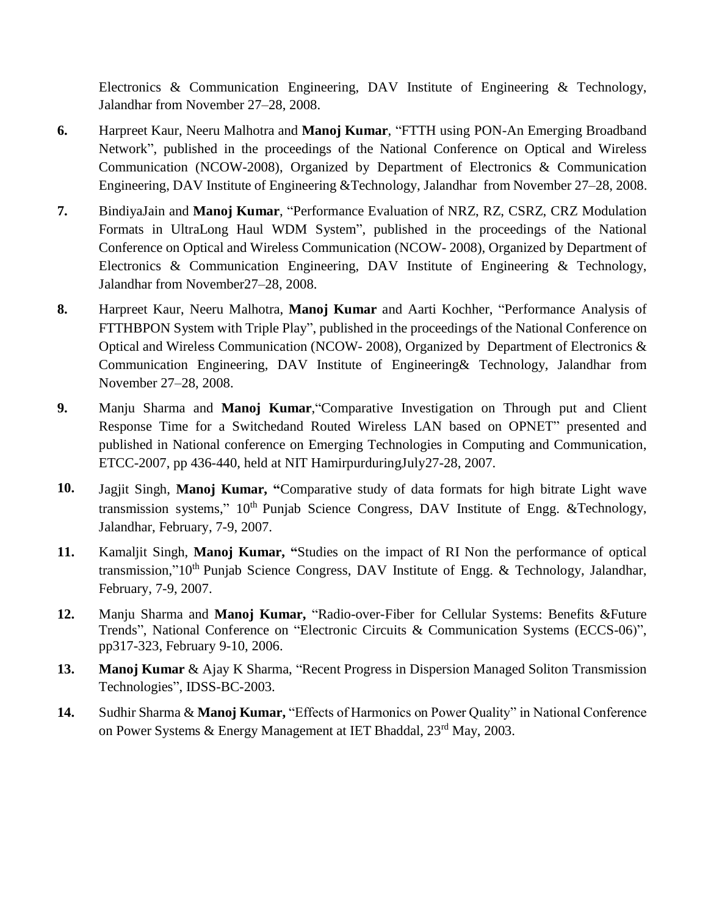Electronics & Communication Engineering, DAV Institute of Engineering & Technology, Jalandhar from November 27–28, 2008.

6. Harpreet Kaur, Neeru Malhotra and **Manoj Kumar**, "FTTH using PON-An Emerging Broadband Network", published in the proceedings of the National Conference on Optical and Wireless Communication (NCOW-2008), Organized by Department of Electronics & Communication Engineering, DAV Institute of Engineering &Technology, Jalandhar from November 27–28, 2008.

7. BindiyaJain and **Manoj Kumar**, "Performance Evaluation of NRZ, RZ, CSRZ, CRZ Modulation Formats in UltraLong Haul WDM System", published in the proceedings of the National Conference on Optical and Wireless Communication (NCOW- 2008), Organized by Department of Electronics & Communication Engineering, DAV Institute of Engineering & Technology, Jalandhar from November27–28, 2008.

8. Harpreet Kaur, Neeru Malhotra, **Manoj Kumar** and Aarti Kochher, "Performance Analysis of FTTHBPON System with Triple Play", published in the proceedings of the National Conference on Optical and Wireless Communication (NCOW- 2008), Organized by Department of Electronics & Communication Engineering, DAV Institute of Engineering& Technology, Jalandhar from November 27–28, 2008.

9. Manju Sharma and **Manoj Kumar**,"Comparative Investigation on Through put and Client Response Time for a Switchedand Routed Wireless LAN based on OPNET" presented and published in National conference on Emerging Technologies in Computing and Communication, ETCC-2007, pp 436-440, held at NIT HamirpurduringJuly27-28, 2007.

10. Jagjit Singh, **Manoj Kumar, "**Comparative study of data formats for high bitrate Light wave transmission systems," 10th Punjab Science Congress, DAV Institute of Engg. &Technology, Jalandhar, February, 7-9, 2007.

11. Kamaljit Singh, **Manoj Kumar, "**Studies on the impact of RI Non the performance of optical transmission,"10th Punjab Science Congress, DAV Institute of Engg. & Technology, Jalandhar, February, 7-9, 2007.

12. Manju Sharma and **Manoj Kumar,** "Radio-over-Fiber for Cellular Systems: Benefits &Future Trends", National Conference on "Electronic Circuits & Communication Systems (ECCS-06)", pp317-323, February 9-10, 2006.

13. **Manoj Kumar** & Ajay K Sharma, "Recent Progress in Dispersion Managed Soliton Transmission Technologies", IDSS-BC-2003.

14. Sudhir Sharma & **Manoj Kumar,** "Effects of Harmonics on Power Quality" in National Conference on Power Systems & Energy Management at IET Bhaddal, 23rd May, 2003.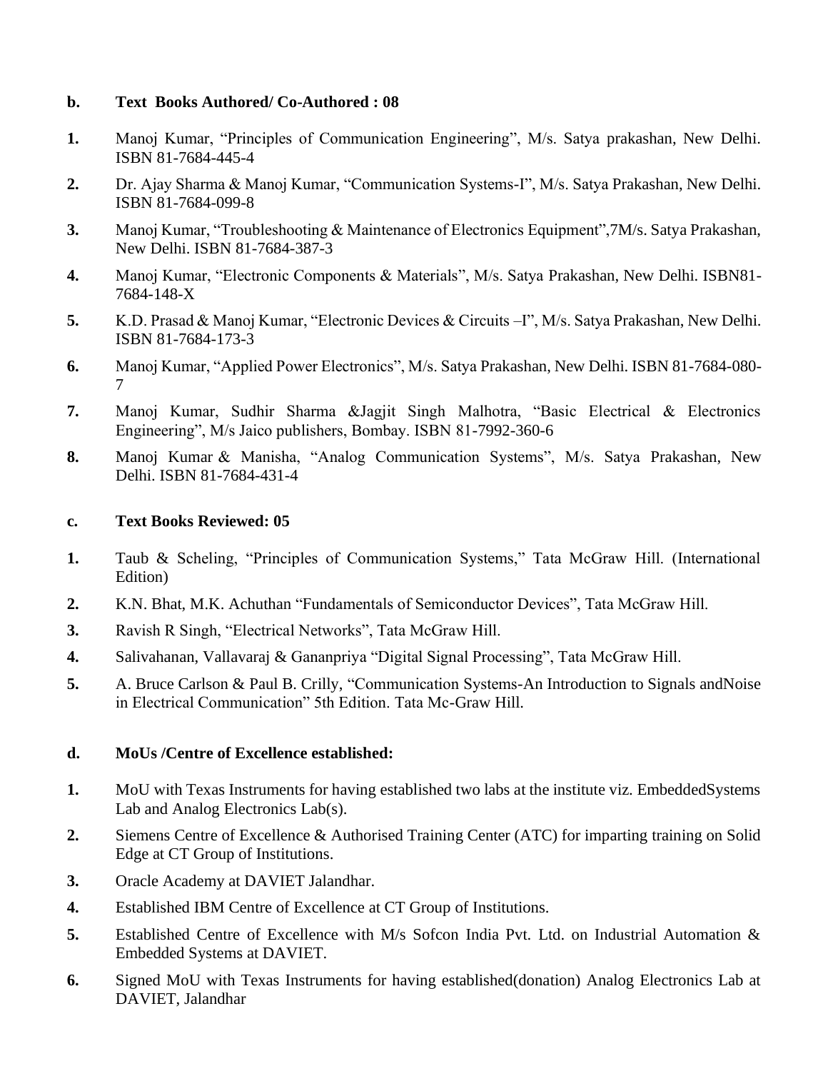**b. Text Books Authored/ Co-Authored : 08**

1. Manoj Kumar, "Principles of Communication Engineering", M/s. Satya prakashan, New Delhi. ISBN 81-7684-445-4
2. Dr. Ajay Sharma & Manoj Kumar, "Communication Systems-I", M/s. Satya Prakashan, New Delhi. ISBN 81-7684-099-8
3. Manoj Kumar, "Troubleshooting & Maintenance of Electronics Equipment",7M/s. Satya Prakashan, New Delhi. ISBN 81-7684-387-3
4. Manoj Kumar, "Electronic Components & Materials", M/s. Satya Prakashan, New Delhi. ISBN81-7684-148-X
5. K.D. Prasad & Manoj Kumar, "Electronic Devices & Circuits –I", M/s. Satya Prakashan, New Delhi. ISBN 81-7684-173-3
6. Manoj Kumar, "Applied Power Electronics", M/s. Satya Prakashan, New Delhi. ISBN 81-7684-080-7
7. Manoj Kumar, Sudhir Sharma &Jagjit Singh Malhotra, "Basic Electrical & Electronics Engineering", M/s Jaico publishers, Bombay. ISBN 81-7992-360-6
8. Manoj Kumar & Manisha, "Analog Communication Systems", M/s. Satya Prakashan, New Delhi. ISBN 81-7684-431-4

**c. Text Books Reviewed: 05**

1. Taub & Scheling, "Principles of Communication Systems," Tata McGraw Hill. (International Edition)
2. K.N. Bhat, M.K. Achuthan "Fundamentals of Semiconductor Devices", Tata McGraw Hill.
3. Ravish R Singh, "Electrical Networks", Tata McGraw Hill.
4. Salivahanan, Vallavaraj & Gananpriya "Digital Signal Processing", Tata McGraw Hill.
5. A. Bruce Carlson & Paul B. Crilly, "Communication Systems-An Introduction to Signals andNoise in Electrical Communication" 5th Edition. Tata Mc-Graw Hill.

**d. MoUs /Centre of Excellence established:**

1. MoU with Texas Instruments for having established two labs at the institute viz. EmbeddedSystems Lab and Analog Electronics Lab(s).
2. Siemens Centre of Excellence & Authorised Training Center (ATC) for imparting training on Solid Edge at CT Group of Institutions.
3. Oracle Academy at DAVIET Jalandhar.
4. Established IBM Centre of Excellence at CT Group of Institutions.
5. Established Centre of Excellence with M/s Sofcon India Pvt. Ltd. on Industrial Automation & Embedded Systems at DAVIET.
6. Signed MoU with Texas Instruments for having established(donation) Analog Electronics Lab at DAVIET, Jalandhar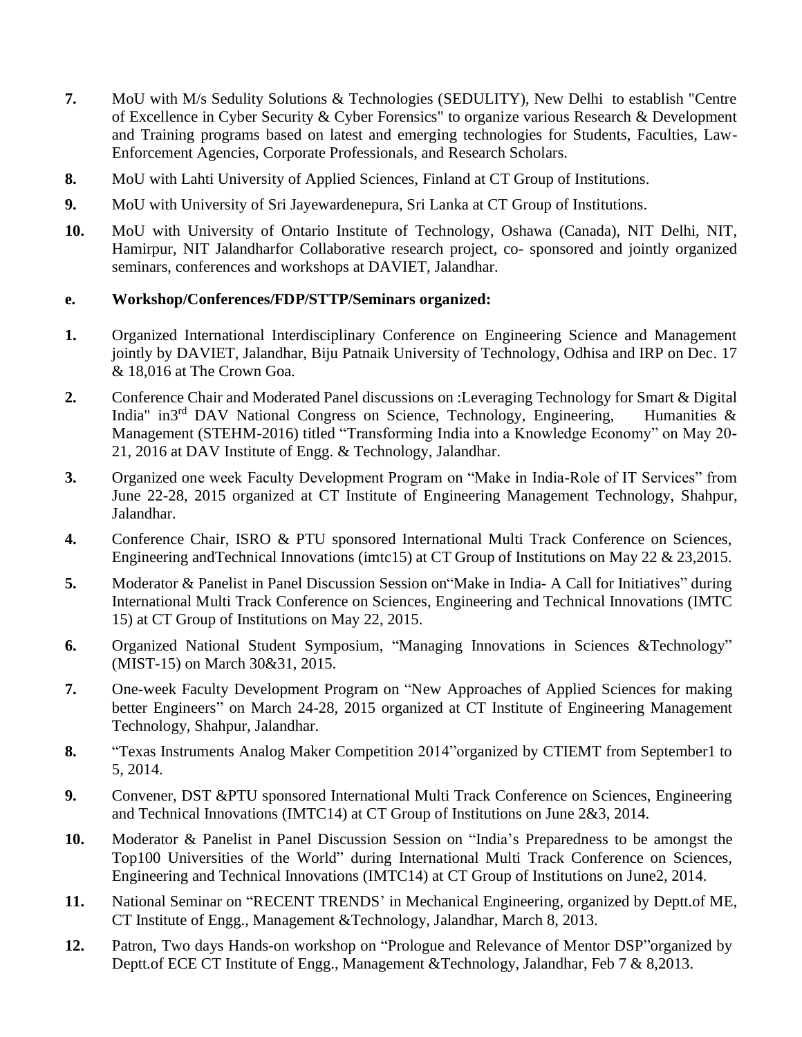7. MoU with M/s Sedulity Solutions & Technologies (SEDULITY), New Delhi to establish "Centre of Excellence in Cyber Security & Cyber Forensics" to organize various Research & Development and Training programs based on latest and emerging technologies for Students, Faculties, Law-Enforcement Agencies, Corporate Professionals, and Research Scholars.
8. MoU with Lahti University of Applied Sciences, Finland at CT Group of Institutions.
9. MoU with University of Sri Jayewardenepura, Sri Lanka at CT Group of Institutions.
10. MoU with University of Ontario Institute of Technology, Oshawa (Canada), NIT Delhi, NIT, Hamirpur, NIT Jalandharfor Collaborative research project, co- sponsored and jointly organized seminars, conferences and workshops at DAVIET, Jalandhar.

**e. Workshop/Conferences/FDP/STTP/Seminars organized:**

1. Organized International Interdisciplinary Conference on Engineering Science and Management jointly by DAVIET, Jalandhar, Biju Patnaik University of Technology, Odhisa and IRP on Dec. 17 & 18,016 at The Crown Goa.
2. Conference Chair and Moderated Panel discussions on :Leveraging Technology for Smart & Digital India" in3rd DAV National Congress on Science, Technology, Engineering, Humanities & Management (STEHM-2016) titled "Transforming India into a Knowledge Economy" on May 20-21, 2016 at DAV Institute of Engg. & Technology, Jalandhar.
3. Organized one week Faculty Development Program on "Make in India-Role of IT Services" from June 22-28, 2015 organized at CT Institute of Engineering Management Technology, Shahpur, Jalandhar.
4. Conference Chair, ISRO & PTU sponsored International Multi Track Conference on Sciences, Engineering andTechnical Innovations (imtc15) at CT Group of Institutions on May 22 & 23,2015.
5. Moderator & Panelist in Panel Discussion Session on"Make in India- A Call for Initiatives" during International Multi Track Conference on Sciences, Engineering and Technical Innovations (IMTC 15) at CT Group of Institutions on May 22, 2015.
6. Organized National Student Symposium, "Managing Innovations in Sciences &Technology" (MIST-15) on March 30&31, 2015.
7. One-week Faculty Development Program on "New Approaches of Applied Sciences for making better Engineers" on March 24-28, 2015 organized at CT Institute of Engineering Management Technology, Shahpur, Jalandhar.
8. "Texas Instruments Analog Maker Competition 2014"organized by CTIEMT from September1 to 5, 2014.
9. Convener, DST &PTU sponsored International Multi Track Conference on Sciences, Engineering and Technical Innovations (IMTC14) at CT Group of Institutions on June 2&3, 2014.
10. Moderator & Panelist in Panel Discussion Session on "India's Preparedness to be amongst the Top100 Universities of the World" during International Multi Track Conference on Sciences, Engineering and Technical Innovations (IMTC14) at CT Group of Institutions on June2, 2014.
11. National Seminar on "RECENT TRENDS' in Mechanical Engineering, organized by Deptt.of ME, CT Institute of Engg., Management &Technology, Jalandhar, March 8, 2013.
12. Patron, Two days Hands-on workshop on "Prologue and Relevance of Mentor DSP"organized by Deptt.of ECE CT Institute of Engg., Management &Technology, Jalandhar, Feb 7 & 8,2013.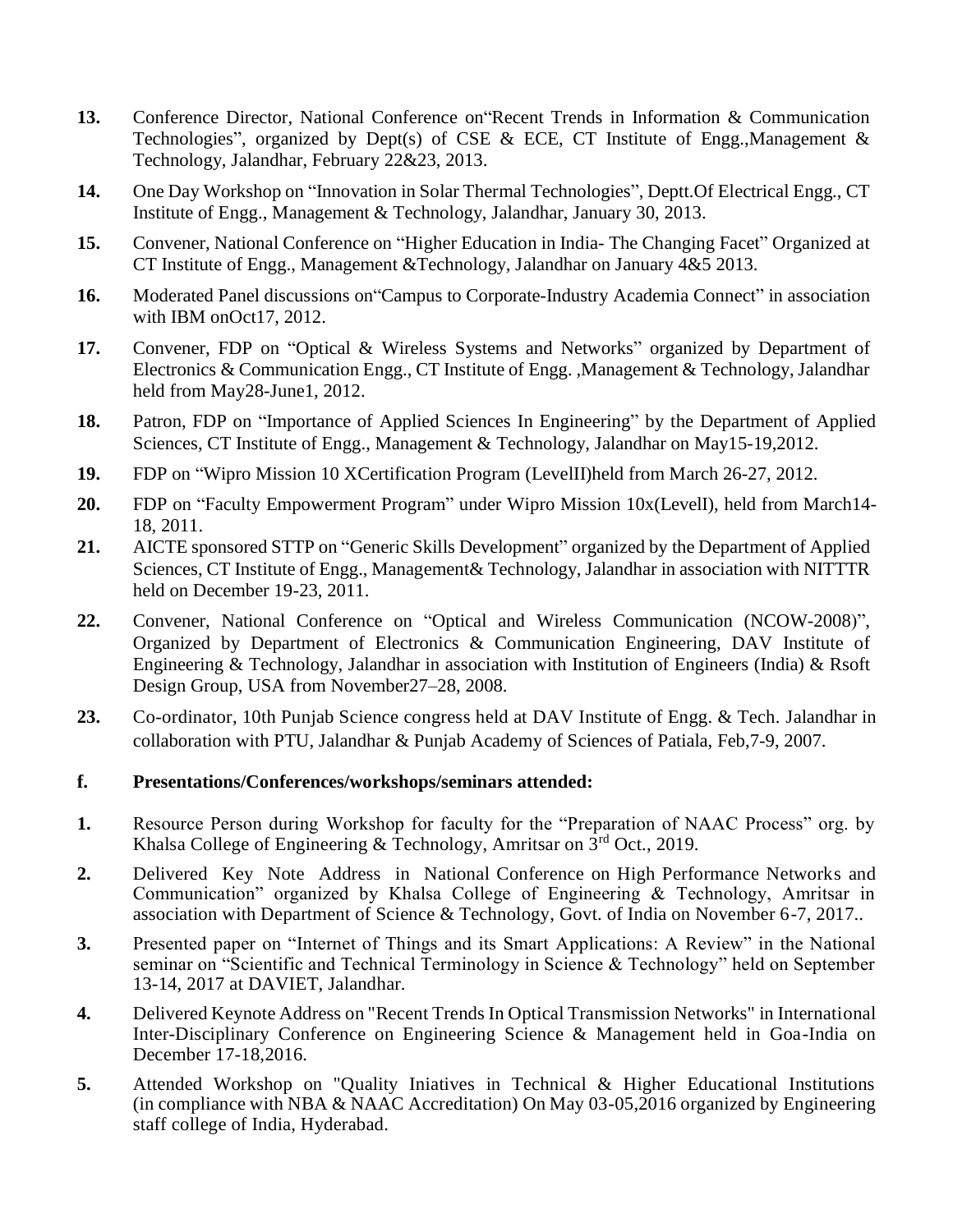13. Conference Director, National Conference on"Recent Trends in Information & Communication Technologies", organized by Dept(s) of CSE & ECE, CT Institute of Engg.,Management & Technology, Jalandhar, February 22&23, 2013.

14. One Day Workshop on "Innovation in Solar Thermal Technologies", Deptt.Of Electrical Engg., CT Institute of Engg., Management & Technology, Jalandhar, January 30, 2013.

15. Convener, National Conference on "Higher Education in India- The Changing Facet" Organized at CT Institute of Engg., Management &Technology, Jalandhar on January 4&5 2013.

16. Moderated Panel discussions on"Campus to Corporate-Industry Academia Connect" in association with IBM onOct17, 2012.

17. Convener, FDP on "Optical & Wireless Systems and Networks" organized by Department of Electronics & Communication Engg., CT Institute of Engg. ,Management & Technology, Jalandhar held from May28-June1, 2012.

18. Patron, FDP on "Importance of Applied Sciences In Engineering" by the Department of Applied Sciences, CT Institute of Engg., Management & Technology, Jalandhar on May15-19,2012.

19. FDP on "Wipro Mission 10 XCertification Program (LevelII)held from March 26-27, 2012.

20. FDP on "Faculty Empowerment Program" under Wipro Mission 10x(LevelI), held from March14-18, 2011.

21. AICTE sponsored STTP on "Generic Skills Development" organized by the Department of Applied Sciences, CT Institute of Engg., Management& Technology, Jalandhar in association with NITTTR held on December 19-23, 2011.

22. Convener, National Conference on "Optical and Wireless Communication (NCOW-2008)", Organized by Department of Electronics & Communication Engineering, DAV Institute of Engineering & Technology, Jalandhar in association with Institution of Engineers (India) & Rsoft Design Group, USA from November27–28, 2008.

23. Co-ordinator, 10th Punjab Science congress held at DAV Institute of Engg. & Tech. Jalandhar in collaboration with PTU, Jalandhar & Punjab Academy of Sciences of Patiala, Feb,7-9, 2007.

**f. Presentations/Conferences/workshops/seminars attended:**

1. Resource Person during Workshop for faculty for the "Preparation of NAAC Process" org. by Khalsa College of Engineering & Technology, Amritsar on 3rd Oct., 2019.

2. Delivered Key Note Address in National Conference on High Performance Networks and Communication" organized by Khalsa College of Engineering & Technology, Amritsar in association with Department of Science & Technology, Govt. of India on November 6-7, 2017..

3. Presented paper on "Internet of Things and its Smart Applications: A Review" in the National seminar on "Scientific and Technical Terminology in Science & Technology" held on September 13-14, 2017 at DAVIET, Jalandhar.

4. Delivered Keynote Address on "Recent Trends In Optical Transmission Networks" in International Inter-Disciplinary Conference on Engineering Science & Management held in Goa-India on December 17-18,2016.

5. Attended Workshop on "Quality Iniatives in Technical & Higher Educational Institutions (in compliance with NBA & NAAC Accreditation) On May 03-05,2016 organized by Engineering staff college of India, Hyderabad.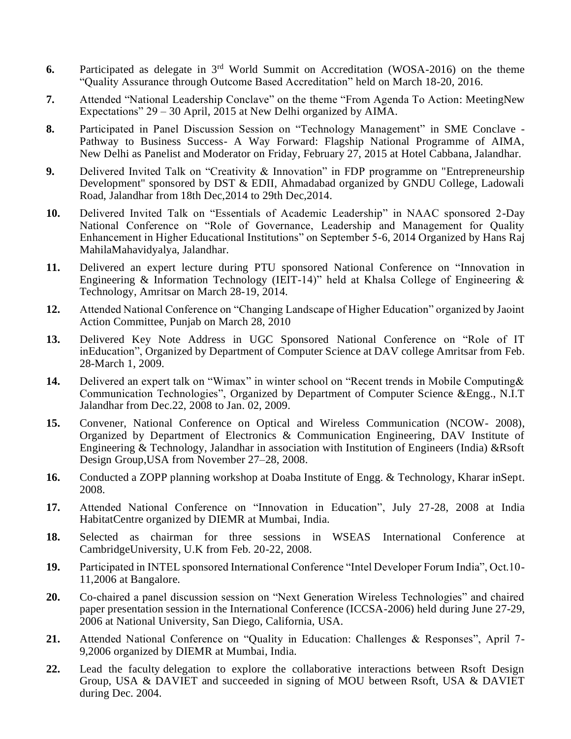**6.** Participated as delegate in 3rd World Summit on Accreditation (WOSA-2016) on the theme "Quality Assurance through Outcome Based Accreditation" held on March 18-20, 2016.

**7.** Attended "National Leadership Conclave" on the theme "From Agenda To Action: MeetingNew Expectations" 29 – 30 April, 2015 at New Delhi organized by AIMA.

**8.** Participated in Panel Discussion Session on "Technology Management" in SME Conclave - Pathway to Business Success- A Way Forward: Flagship National Programme of AIMA, New Delhi as Panelist and Moderator on Friday, February 27, 2015 at Hotel Cabbana, Jalandhar.

**9.** Delivered Invited Talk on "Creativity & Innovation" in FDP programme on "Entrepreneurship Development" sponsored by DST & EDII, Ahmadabad organized by GNDU College, Ladowali Road, Jalandhar from 18th Dec,2014 to 29th Dec,2014.

**10.** Delivered Invited Talk on "Essentials of Academic Leadership" in NAAC sponsored 2-Day National Conference on "Role of Governance, Leadership and Management for Quality Enhancement in Higher Educational Institutions" on September 5-6, 2014 Organized by Hans Raj MahilaMahavidyalya, Jalandhar.

**11.** Delivered an expert lecture during PTU sponsored National Conference on "Innovation in Engineering & Information Technology (IEIT-14)" held at Khalsa College of Engineering & Technology, Amritsar on March 28-19, 2014.

**12.** Attended National Conference on "Changing Landscape of Higher Education" organized by Jaoint Action Committee, Punjab on March 28, 2010

**13.** Delivered Key Note Address in UGC Sponsored National Conference on "Role of IT inEducation", Organized by Department of Computer Science at DAV college Amritsar from Feb. 28-March 1, 2009.

**14.** Delivered an expert talk on "Wimax" in winter school on "Recent trends in Mobile Computing& Communication Technologies", Organized by Department of Computer Science &Engg., N.I.T Jalandhar from Dec.22, 2008 to Jan. 02, 2009.

**15.** Convener, National Conference on Optical and Wireless Communication (NCOW- 2008), Organized by Department of Electronics & Communication Engineering, DAV Institute of Engineering & Technology, Jalandhar in association with Institution of Engineers (India) &Rsoft Design Group,USA from November 27–28, 2008.

**16.** Conducted a ZOPP planning workshop at Doaba Institute of Engg. & Technology, Kharar inSept. 2008.

**17.** Attended National Conference on "Innovation in Education", July 27-28, 2008 at India HabitatCentre organized by DIEMR at Mumbai, India.

**18.** Selected as chairman for three sessions in WSEAS International Conference at CambridgeUniversity, U.K from Feb. 20-22, 2008.

**19.** Participated in INTEL sponsored International Conference "Intel Developer Forum India", Oct.10-11,2006 at Bangalore.

**20.** Co-chaired a panel discussion session on "Next Generation Wireless Technologies" and chaired paper presentation session in the International Conference (ICCSA-2006) held during June 27-29, 2006 at National University, San Diego, California, USA.

**21.** Attended National Conference on "Quality in Education: Challenges & Responses", April 7-9,2006 organized by DIEMR at Mumbai, India.

**22.** Lead the faculty delegation to explore the collaborative interactions between Rsoft Design Group, USA & DAVIET and succeeded in signing of MOU between Rsoft, USA & DAVIET during Dec. 2004.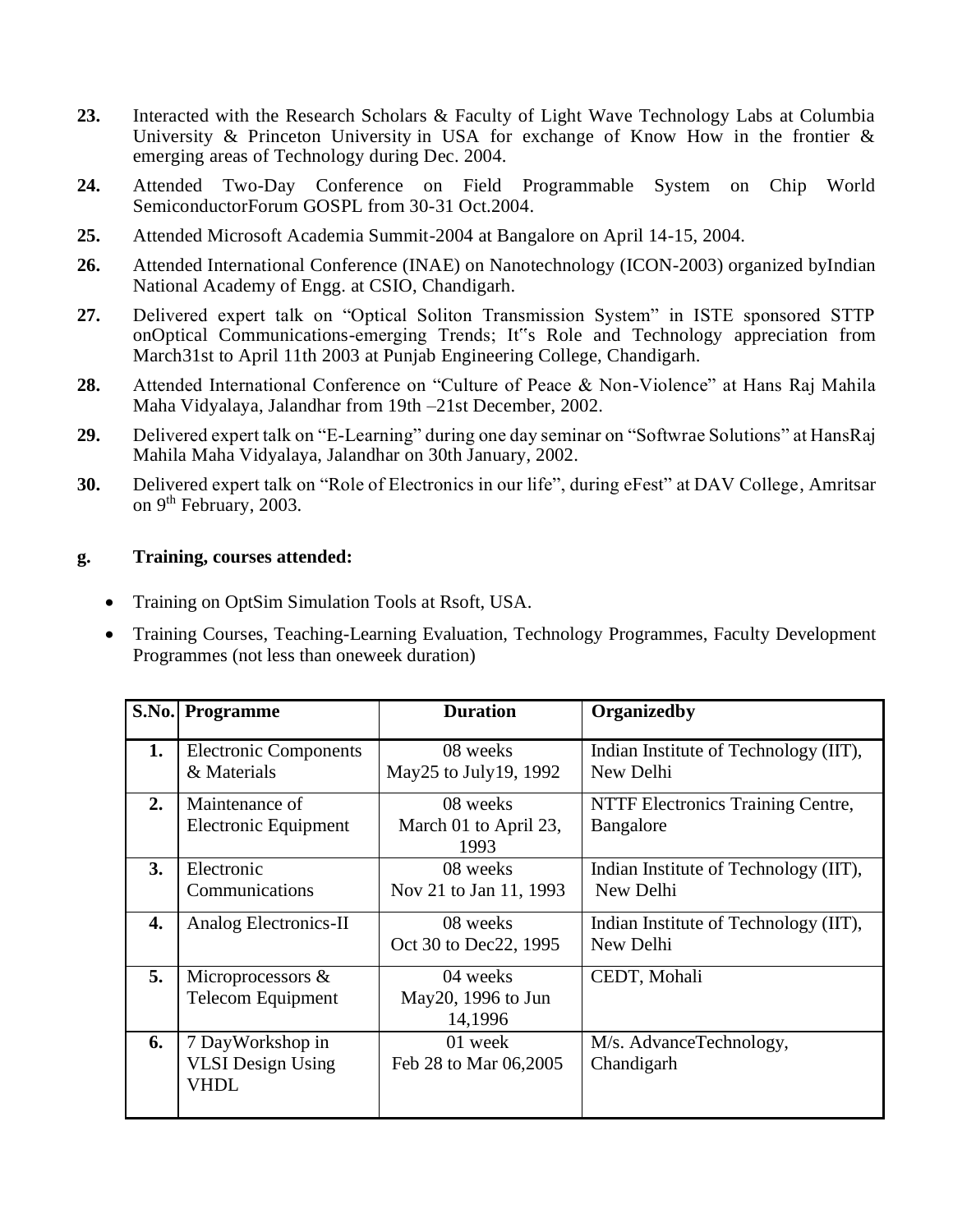23. Interacted with the Research Scholars & Faculty of Light Wave Technology Labs at Columbia University & Princeton University in USA for exchange of Know How in the frontier & emerging areas of Technology during Dec. 2004.

24. Attended Two-Day Conference on Field Programmable System on Chip World SemiconductorForum GOSPL from 30-31 Oct.2004.

25. Attended Microsoft Academia Summit-2004 at Bangalore on April 14-15, 2004.

26. Attended International Conference (INAE) on Nanotechnology (ICON-2003) organized byIndian National Academy of Engg. at CSIO, Chandigarh.

27. Delivered expert talk on "Optical Soliton Transmission System" in ISTE sponsored STTP onOptical Communications-emerging Trends; It"s Role and Technology appreciation from March31st to April 11th 2003 at Punjab Engineering College, Chandigarh.

28. Attended International Conference on "Culture of Peace & Non-Violence" at Hans Raj Mahila Maha Vidyalaya, Jalandhar from 19th –21st December, 2002.

29. Delivered expert talk on "E-Learning" during one day seminar on "Softwrae Solutions" at HansRaj Mahila Maha Vidyalaya, Jalandhar on 30th January, 2002.

30. Delivered expert talk on "Role of Electronics in our life", during eFest" at DAV College, Amritsar on 9th February, 2003.

**g. Training, courses attended:**

- Training on OptSim Simulation Tools at Rsoft, USA.
- Training Courses, Teaching-Learning Evaluation, Technology Programmes, Faculty Development Programmes (not less than oneweek duration)

| S.No. | Programme | Duration | Organizedby |
|---|---|---|---|
| 1. | Electronic Components & Materials | 08 weeks May25 to July19, 1992 | Indian Institute of Technology (IIT), New Delhi |
| 2. | Maintenance of Electronic Equipment | 08 weeks March 01 to April 23, 1993 | NTTF Electronics Training Centre, Bangalore |
| 3. | Electronic Communications | 08 weeks Nov 21 to Jan 11, 1993 | Indian Institute of Technology (IIT), New Delhi |
| 4. | Analog Electronics-II | 08 weeks Oct 30 to Dec22, 1995 | Indian Institute of Technology (IIT), New Delhi |
| 5. | Microprocessors & Telecom Equipment | 04 weeks May20, 1996 to Jun 14,1996 | CEDT, Mohali |
| 6. | 7 DayWorkshop in VLSI Design Using VHDL | 01 week Feb 28 to Mar 06,2005 | M/s. AdvanceTechnology, Chandigarh |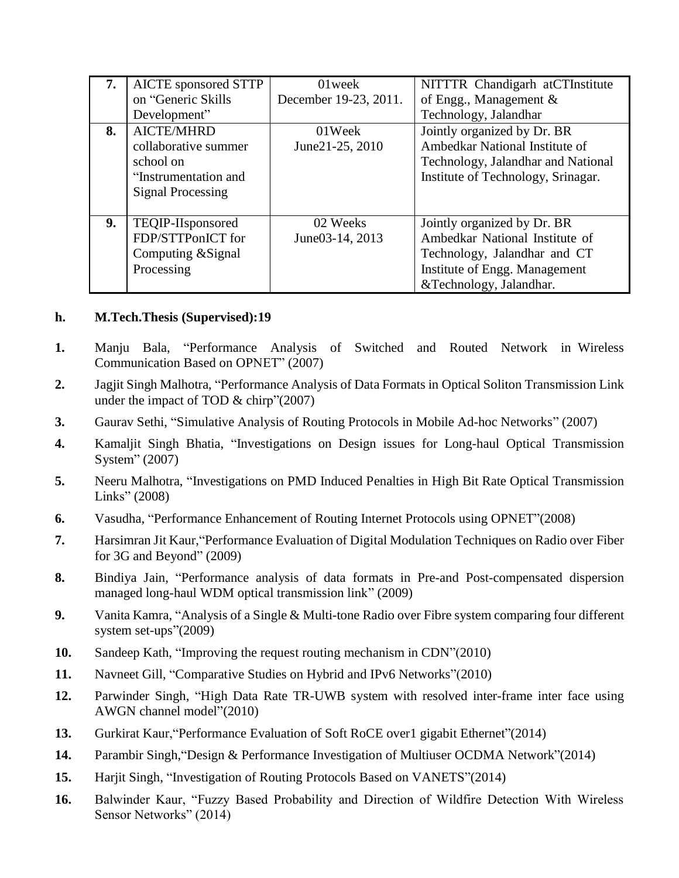| 7. | AICTE sponsored STTP on "Generic Skills Development" | 01week December 19-23, 2011. | NITTTR Chandigarh atCTInstitute of Engg., Management & Technology, Jalandhar |
|---|---|---|---|
| 8. | AICTE/MHRD collaborative summer school on "Instrumentation and Signal Processing | 01Week June21-25, 2010 | Jointly organized by Dr. BR Ambedkar National Institute of Technology, Jalandhar and National Institute of Technology, Srinagar. |
| 9. | TEQIP-IIsponsored FDP/STTPonICT for Computing &Signal Processing | 02 Weeks June03-14, 2013 | Jointly organized by Dr. BR Ambedkar National Institute of Technology, Jalandhar and CT Institute of Engg. Management &Technology, Jalandhar. |

**h. M.Tech.Thesis (Supervised):19**

1. Manju Bala, "Performance Analysis of Switched and Routed Network in Wireless Communication Based on OPNET" (2007)
2. Jagjit Singh Malhotra, "Performance Analysis of Data Formats in Optical Soliton Transmission Link under the impact of TOD & chirp"(2007)
3. Gaurav Sethi, "Simulative Analysis of Routing Protocols in Mobile Ad-hoc Networks" (2007)
4. Kamaljit Singh Bhatia, "Investigations on Design issues for Long-haul Optical Transmission System" (2007)
5. Neeru Malhotra, "Investigations on PMD Induced Penalties in High Bit Rate Optical Transmission Links" (2008)
6. Vasudha, "Performance Enhancement of Routing Internet Protocols using OPNET"(2008)
7. Harsimran Jit Kaur,"Performance Evaluation of Digital Modulation Techniques on Radio over Fiber for 3G and Beyond" (2009)
8. Bindiya Jain, "Performance analysis of data formats in Pre-and Post-compensated dispersion managed long-haul WDM optical transmission link" (2009)
9. Vanita Kamra, "Analysis of a Single & Multi-tone Radio over Fibre system comparing four different system set-ups"(2009)
10. Sandeep Kath, "Improving the request routing mechanism in CDN"(2010)
11. Navneet Gill, "Comparative Studies on Hybrid and IPv6 Networks"(2010)
12. Parwinder Singh, "High Data Rate TR-UWB system with resolved inter-frame inter face using AWGN channel model"(2010)
13. Gurkirat Kaur,"Performance Evaluation of Soft RoCE over1 gigabit Ethernet"(2014)
14. Parambir Singh,"Design & Performance Investigation of Multiuser OCDMA Network"(2014)
15. Harjit Singh, "Investigation of Routing Protocols Based on VANETS"(2014)
16. Balwinder Kaur, "Fuzzy Based Probability and Direction of Wildfire Detection With Wireless Sensor Networks" (2014)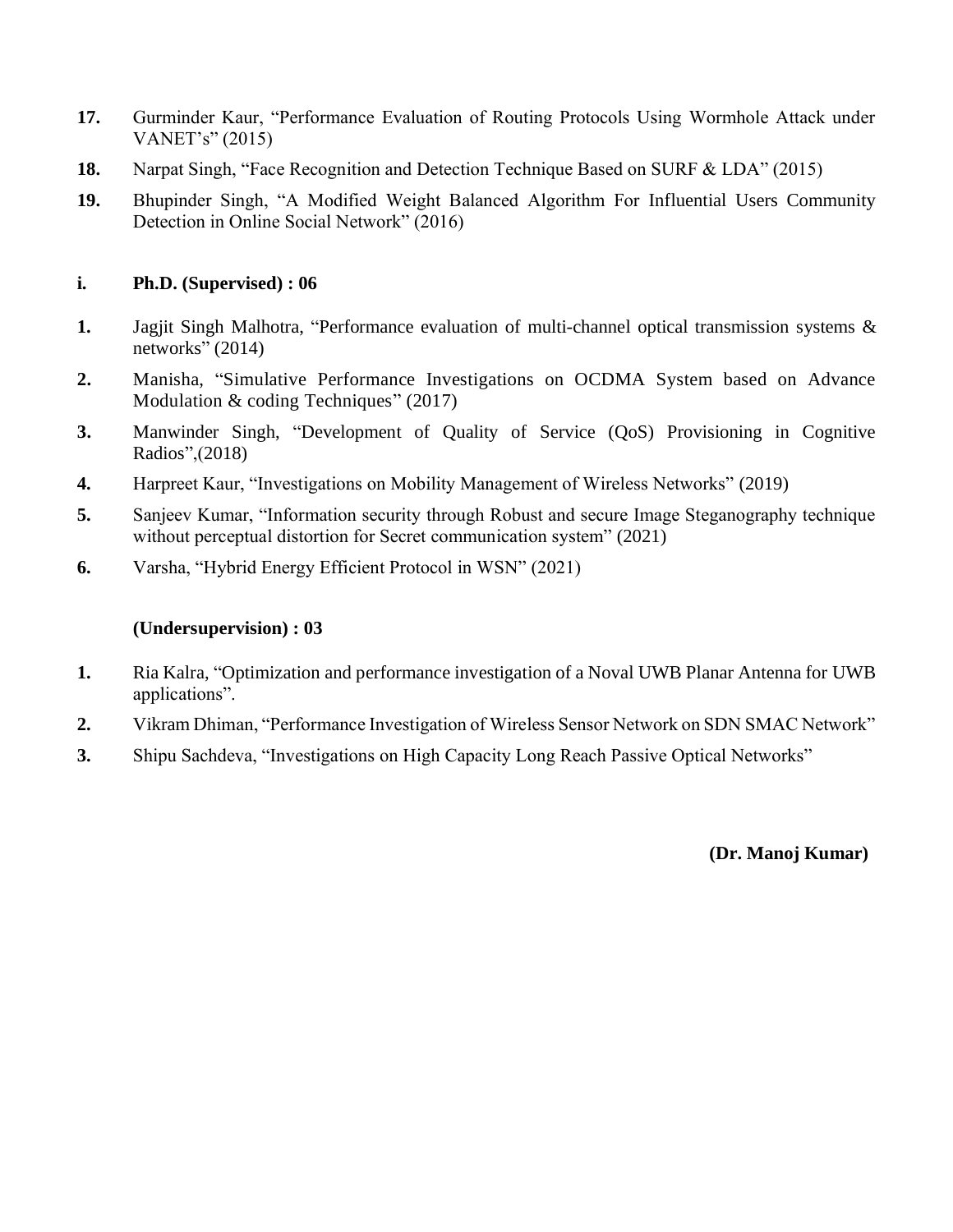17. Gurminder Kaur, "Performance Evaluation of Routing Protocols Using Wormhole Attack under VANET's" (2015)

18. Narpat Singh, "Face Recognition and Detection Technique Based on SURF & LDA" (2015)

19. Bhupinder Singh, "A Modified Weight Balanced Algorithm For Influential Users Community Detection in Online Social Network" (2016)

**i. Ph.D. (Supervised) : 06**

1. Jagjit Singh Malhotra, "Performance evaluation of multi-channel optical transmission systems & networks" (2014)
2. Manisha, "Simulative Performance Investigations on OCDMA System based on Advance Modulation & coding Techniques" (2017)
3. Manwinder Singh, "Development of Quality of Service (QoS) Provisioning in Cognitive Radios",(2018)
4. Harpreet Kaur, "Investigations on Mobility Management of Wireless Networks" (2019)
5. Sanjeev Kumar, "Information security through Robust and secure Image Steganography technique without perceptual distortion for Secret communication system" (2021)
6. Varsha, "Hybrid Energy Efficient Protocol in WSN" (2021)

**(Undersupervision) : 03**

1. Ria Kalra, "Optimization and performance investigation of a Noval UWB Planar Antenna for UWB applications".
2. Vikram Dhiman, "Performance Investigation of Wireless Sensor Network on SDN SMAC Network"
3. Shipu Sachdeva, "Investigations on High Capacity Long Reach Passive Optical Networks"

**(Dr. Manoj Kumar)**